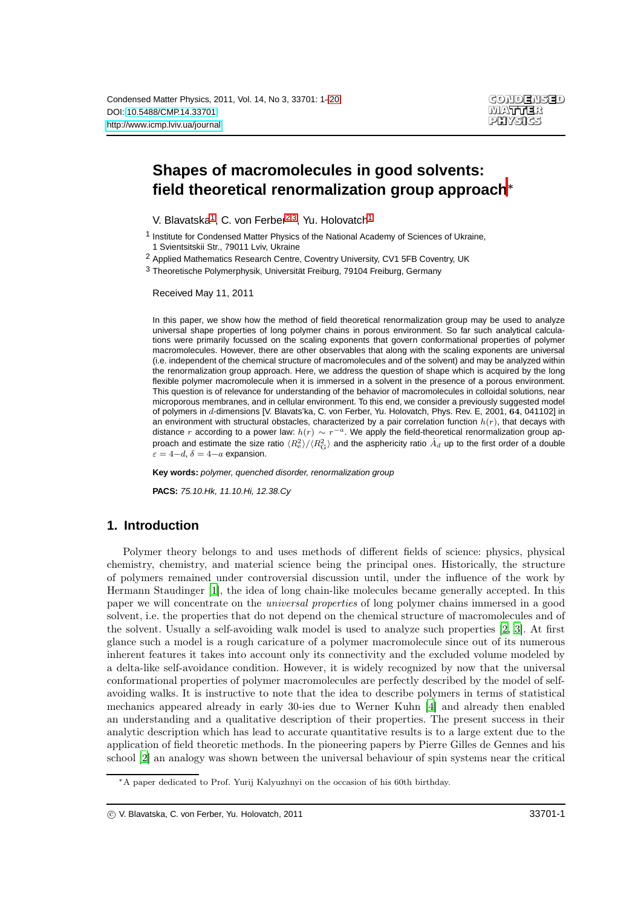# Shapes of macromolecules in good solvents: field theoretical renormalization group approach*

V. Blavatska[1], C. von Ferber[2,3], Yu. Holovatch[1]

[1] Institute for Condensed Matter Physics of the National Academy of Sciences of Ukraine, 1 Svientsitskii Str., 79011 Lviv, Ukraine

[2] Applied Mathematics Research Centre, Coventry University, CV1 5FB Coventry, UK

[3] Theoretische Polymerphysik, Universität Freiburg, 79104 Freiburg, Germany

Received May 11, 2011

In this paper, we show how the method of field theoretical renormalization group may be used to analyze universal shape properties of long polymer chains in porous environment. So far such analytical calculations were primarily focussed on the scaling exponents that govern conformational properties of polymer macromolecules. However, there are other observables that along with the scaling exponents are universal (i.e. independent of the chemical structure of macromolecules and of the solvent) and may be analyzed within the renormalization group approach. Here, we address the question of shape which is acquired by the long flexible polymer macromolecule when it is immersed in a solvent in the presence of a porous environment. This question is of relevance for understanding of the behavior of macromolecules in colloidal solutions, near microporous membranes, and in cellular environment. To this end, we consider a previously suggested model of polymers in $d$-dimensions [V. Blavats'ka, C. von Ferber, Yu. Holovatch, Phys. Rev. E, 2001, **64**, 041102] in an environment with structural obstacles, characterized by a pair correlation function $h(r)$, that decays with distance $r$ according to a power law: $h(r) \sim r^{-a}$. We apply the field-theoretical renormalization group approach and estimate the size ratio $\langle R_e^2 \rangle / \langle R_G^2 \rangle$ and the asphericity ratio $\hat{A}_d$ up to the first order of a double $\varepsilon = 4-d$, $\delta = 4-a$ expansion.

**Key words:** *polymer, quenched disorder, renormalization group*

**PACS:** *75.10.Hk, 11.10.Hi, 12.38.Cy*

## 1. Introduction

Polymer theory belongs to and uses methods of different fields of science: physics, physical chemistry, chemistry, and material science being the principal ones. Historically, the structure of polymers remained under controversial discussion until, under the influence of the work by Hermann Staudinger [1], the idea of long chain-like molecules became generally accepted. In this paper we will concentrate on the *universal properties* of long polymer chains immersed in a good solvent, i.e. the properties that do not depend on the chemical structure of macromolecules and of the solvent. Usually a self-avoiding walk model is used to analyze such properties [2, 3]. At first glance such a model is a rough caricature of a polymer macromolecule since out of its numerous inherent features it takes into account only its connectivity and the excluded volume modeled by a delta-like self-avoidance condition. However, it is widely recognized by now that the universal conformational properties of polymer macromolecules are perfectly described by the model of self-avoiding walks. It is instructive to note that the idea to describe polymers in terms of statistical mechanics appeared already in early 30-ies due to Werner Kuhn [4] and already then enabled an understanding and a qualitative description of their properties. The present success in their analytic description which has lead to accurate quantitative results is to a large extent due to the application of field theoretic methods. In the pioneering papers by Pierre Gilles de Gennes and his school [2] an analogy was shown between the universal behaviour of spin systems near the critical

*A paper dedicated to Prof. Yurij Kalyuzhnyi on the occasion of his 60th birthday.

© V. Blavatska, C. von Ferber, Yu. Holovatch, 2011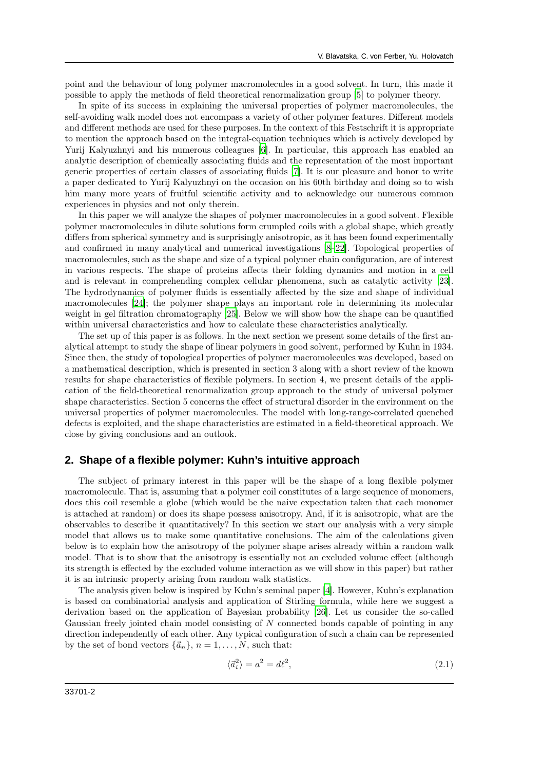point and the behaviour of long polymer macromolecules in a good solvent. In turn, this made it possible to apply the methods of field theoretical renormalization group [5] to polymer theory.

In spite of its success in explaining the universal properties of polymer macromolecules, the self-avoiding walk model does not encompass a variety of other polymer features. Different models and different methods are used for these purposes. In the context of this Festschrift it is appropriate to mention the approach based on the integral-equation techniques which is actively developed by Yurij Kalyuzhnyi and his numerous colleagues [6]. In particular, this approach has enabled an analytic description of chemically associating fluids and the representation of the most important generic properties of certain classes of associating fluids [7]. It is our pleasure and honor to write a paper dedicated to Yurij Kalyuzhnyi on the occasion on his 60th birthday and doing so to wish him many more years of fruitful scientific activity and to acknowledge our numerous common experiences in physics and not only therein.

In this paper we will analyze the shapes of polymer macromolecules in a good solvent. Flexible polymer macromolecules in dilute solutions form crumpled coils with a global shape, which greatly differs from spherical symmetry and is surprisingly anisotropic, as it has been found experimentally and confirmed in many analytical and numerical investigations [8–22]. Topological properties of macromolecules, such as the shape and size of a typical polymer chain configuration, are of interest in various respects. The shape of proteins affects their folding dynamics and motion in a cell and is relevant in comprehending complex cellular phenomena, such as catalytic activity [23]. The hydrodynamics of polymer fluids is essentially affected by the size and shape of individual macromolecules [24]; the polymer shape plays an important role in determining its molecular weight in gel filtration chromatography [25]. Below we will show how the shape can be quantified within universal characteristics and how to calculate these characteristics analytically.

The set up of this paper is as follows. In the next section we present some details of the first analytical attempt to study the shape of linear polymers in good solvent, performed by Kuhn in 1934. Since then, the study of topological properties of polymer macromolecules was developed, based on a mathematical description, which is presented in section 3 along with a short review of the known results for shape characteristics of flexible polymers. In section 4, we present details of the application of the field-theoretical renormalization group approach to the study of universal polymer shape characteristics. Section 5 concerns the effect of structural disorder in the environment on the universal properties of polymer macromolecules. The model with long-range-correlated quenched defects is exploited, and the shape characteristics are estimated in a field-theoretical approach. We close by giving conclusions and an outlook.

## 2. Shape of a flexible polymer: Kuhn's intuitive approach

The subject of primary interest in this paper will be the shape of a long flexible polymer macromolecule. That is, assuming that a polymer coil constitutes of a large sequence of monomers, does this coil resemble a globe (which would be the naive expectation taken that each monomer is attached at random) or does its shape possess anisotropy. And, if it is anisotropic, what are the observables to describe it quantitatively? In this section we start our analysis with a very simple model that allows us to make some quantitative conclusions. The aim of the calculations given below is to explain how the anisotropy of the polymer shape arises already within a random walk model. That is to show that the anisotropy is essentially not an excluded volume effect (although its strength is effected by the excluded volume interaction as we will show in this paper) but rather it is an intrinsic property arising from random walk statistics.

The analysis given below is inspired by Kuhn's seminal paper [4]. However, Kuhn's explanation is based on combinatorial analysis and application of Stirling formula, while here we suggest a derivation based on the application of Bayesian probability [26]. Let us consider the so-called Gaussian freely jointed chain model consisting of $N$ connected bonds capable of pointing in any direction independently of each other. Any typical configuration of such a chain can be represented by the set of bond vectors $\{\vec{a}_n\}$, $n = 1, \ldots, N$, such that:

$$\langle \vec{a}_i^2 \rangle = a^2 = d\ell^2, \tag{2.1}$$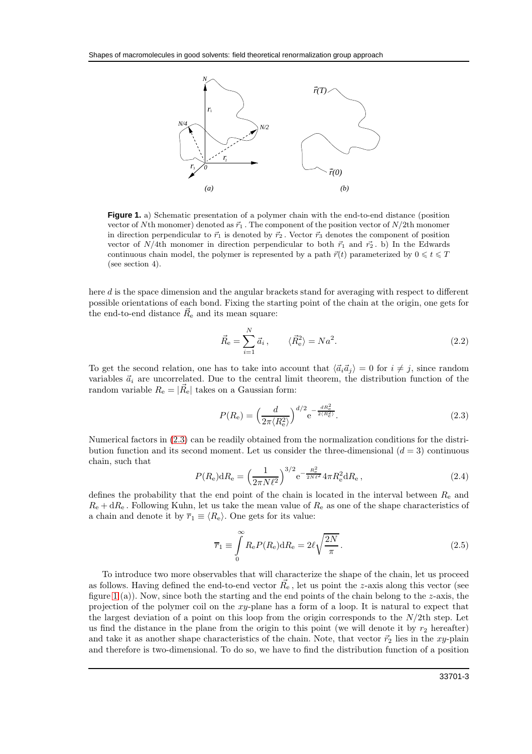**Figure 1.** a) Schematic presentation of a polymer chain with the end-to-end distance (position vector of $N$th monomer) denoted as $\vec{r}_1$ . The component of the position vector of $N/2$th monomer in direction perpendicular to $\vec{r}_1$ is denoted by $\vec{r}_2$ . Vector $\vec{r}_3$ denotes the component of position vector of $N/4$th monomer in direction perpendicular to both $\vec{r}_1$ and $\vec{r}_2$ . b) In the Edwards continuous chain model, the polymer is represented by a path $\vec{r}(t)$ parameterized by $0 \leqslant t \leqslant T$ (see section 4).

here $d$ is the space dimension and the angular brackets stand for averaging with respect to different possible orientations of each bond. Fixing the starting point of the chain at the origin, one gets for the end-to-end distance $\vec{R}_\mathrm{e}$ and its mean square:

$$\vec{R}_\mathrm{e} = \sum_{i=1}^{N} \vec{a}_i\,, \qquad \langle \vec{R}_\mathrm{e}^2 \rangle = Na^2. \tag{2.2}$$

To get the second relation, one has to take into account that $\langle \vec{a}_i \vec{a}_j \rangle = 0$ for $i \neq j$, since random variables $\vec{a}_i$ are uncorrelated. Due to the central limit theorem, the distribution function of the random variable $R_\mathrm{e} = |\vec{R}_\mathrm{e}|$ takes on a Gaussian form:

$$P(R_\mathrm{e}) = \left(\frac{d}{2\pi \langle R_\mathrm{e}^2 \rangle}\right)^{d/2} \mathrm{e}^{-\frac{dR_\mathrm{e}^2}{2\langle R_\mathrm{e}^2 \rangle}}. \tag{2.3}$$

Numerical factors in (2.3) can be readily obtained from the normalization conditions for the distribution function and its second moment. Let us consider the three-dimensional ($d = 3$) continuous chain, such that

$$P(R_\mathrm{e})\mathrm{d}R_\mathrm{e} = \left(\frac{1}{2\pi N \ell^2}\right)^{3/2} \mathrm{e}^{-\frac{R_\mathrm{e}^2}{2N\ell^2}} 4\pi R_\mathrm{e}^2 \mathrm{d}R_\mathrm{e}\,, \tag{2.4}$$

defines the probability that the end point of the chain is located in the interval between $R_\mathrm{e}$ and $R_\mathrm{e} + \mathrm{d}R_\mathrm{e}$ . Following Kuhn, let us take the mean value of $R_\mathrm{e}$ as one of the shape characteristics of a chain and denote it by $\overline{r}_1 \equiv \langle R_\mathrm{e} \rangle$. One gets for its value:

$$\overline{r}_1 \equiv \int_0^{\infty} R_\mathrm{e} P(R_\mathrm{e}) \mathrm{d}R_\mathrm{e} = 2\ell \sqrt{\frac{2N}{\pi}}\,. \tag{2.5}$$

To introduce two more observables that will characterize the shape of the chain, let us proceed as follows. Having defined the end-to-end vector $\vec{R}_\mathrm{e}$ , let us point the $z$-axis along this vector (see figure 1 (a)). Now, since both the starting and the end points of the chain belong to the $z$-axis, the projection of the polymer coil on the $xy$-plane has a form of a loop. It is natural to expect that the largest deviation of a point on this loop from the origin corresponds to the $N/2$th step. Let us find the distance in the plane from the origin to this point (we will denote it by $r_2$ hereafter) and take it as another shape characteristics of the chain. Note, that vector $\vec{r}_2$ lies in the $xy$-plain and therefore is two-dimensional. To do so, we have to find the distribution function of a position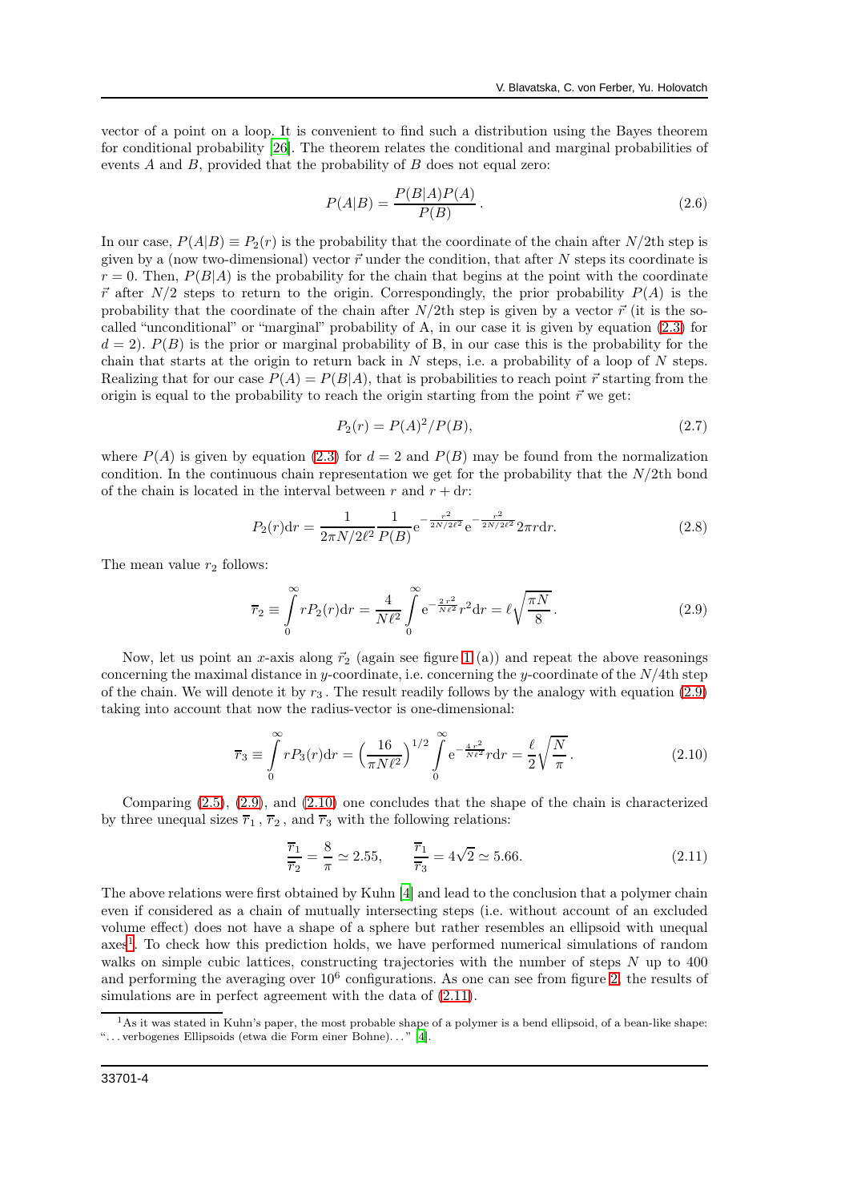vector of a point on a loop. It is convenient to find such a distribution using the Bayes theorem for conditional probability [26]. The theorem relates the conditional and marginal probabilities of events $A$ and $B$, provided that the probability of $B$ does not equal zero:

$$P(A|B) = \frac{P(B|A)P(A)}{P(B)}\,. \tag{2.6}$$

In our case, $P(A|B) \equiv P_2(r)$ is the probability that the coordinate of the chain after $N/2$th step is given by a (now two-dimensional) vector $\vec{r}$ under the condition, that after $N$ steps its coordinate is $r = 0$. Then, $P(B|A)$ is the probability for the chain that begins at the point with the coordinate $\vec{r}$ after $N/2$ steps to return to the origin. Correspondingly, the prior probability $P(A)$ is the probability that the coordinate of the chain after $N/2$th step is given by a vector $\vec{r}$ (it is the so-called "unconditional" or "marginal" probability of A, in our case it is given by equation (2.3) for $d = 2$). $P(B)$ is the prior or marginal probability of B, in our case this is the probability for the chain that starts at the origin to return back in $N$ steps, i.e. a probability of a loop of $N$ steps. Realizing that for our case $P(A) = P(B|A)$, that is probabilities to reach point $\vec{r}$ starting from the origin is equal to the probability to reach the origin starting from the point $\vec{r}$ we get:

$$P_2(r) = P(A)^2/P(B), \tag{2.7}$$

where $P(A)$ is given by equation (2.3) for $d = 2$ and $P(B)$ may be found from the normalization condition. In the continuous chain representation we get for the probability that the $N/2$th bond of the chain is located in the interval between $r$ and $r + \mathrm{d}r$:

$$P_2(r)\mathrm{d}r = \frac{1}{2\pi N/2\ell^2}\frac{1}{P(B)}\mathrm{e}^{-\frac{r^2}{2N/2\ell^2}}\mathrm{e}^{-\frac{r^2}{2N/2\ell^2}}2\pi r\mathrm{d}r. \tag{2.8}$$

The mean value $r_2$ follows:

$$\overline{r}_2 \equiv \int\limits_0^\infty rP_2(r)\mathrm{d}r = \frac{4}{N\ell^2}\int\limits_0^\infty \mathrm{e}^{-\frac{2\,r^2}{N\ell^2}}r^2\mathrm{d}r = \ell\sqrt{\frac{\pi N}{8}}\,. \tag{2.9}$$

Now, let us point an $x$-axis along $\vec{r}_2$ (again see figure 1 (a)) and repeat the above reasonings concerning the maximal distance in $y$-coordinate, i.e. concerning the $y$-coordinate of the $N/4$th step of the chain. We will denote it by $r_3$. The result readily follows by the analogy with equation (2.9) taking into account that now the radius-vector is one-dimensional:

$$\overline{r}_3 \equiv \int\limits_0^\infty rP_3(r)\mathrm{d}r = \Big(\frac{16}{\pi N\ell^2}\Big)^{1/2}\int\limits_0^\infty \mathrm{e}^{-\frac{4\,r^2}{N\ell^2}}r\mathrm{d}r = \frac{\ell}{2}\sqrt{\frac{N}{\pi}}\,. \tag{2.10}$$

Comparing (2.5), (2.9), and (2.10) one concludes that the shape of the chain is characterized by three unequal sizes $\overline{r}_1$, $\overline{r}_2$, and $\overline{r}_3$ with the following relations:

$$\frac{\overline{r}_1}{\overline{r}_2} = \frac{8}{\pi} \simeq 2.55, \qquad \frac{\overline{r}_1}{\overline{r}_3} = 4\sqrt{2} \simeq 5.66. \tag{2.11}$$

The above relations were first obtained by Kuhn [4] and lead to the conclusion that a polymer chain even if considered as a chain of mutually intersecting steps (i.e. without account of an excluded volume effect) does not have a shape of a sphere but rather resembles an ellipsoid with unequal axes[1]. To check how this prediction holds, we have performed numerical simulations of random walks on simple cubic lattices, constructing trajectories with the number of steps $N$ up to 400 and performing the averaging over $10^6$ configurations. As one can see from figure 2, the results of simulations are in perfect agreement with the data of (2.11).

[1] As it was stated in Kuhn's paper, the most probable shape of a polymer is a bend ellipsoid, of a bean-like shape: "...verbogenes Ellipsoids (etwa die Form einer Bohne)..." [4].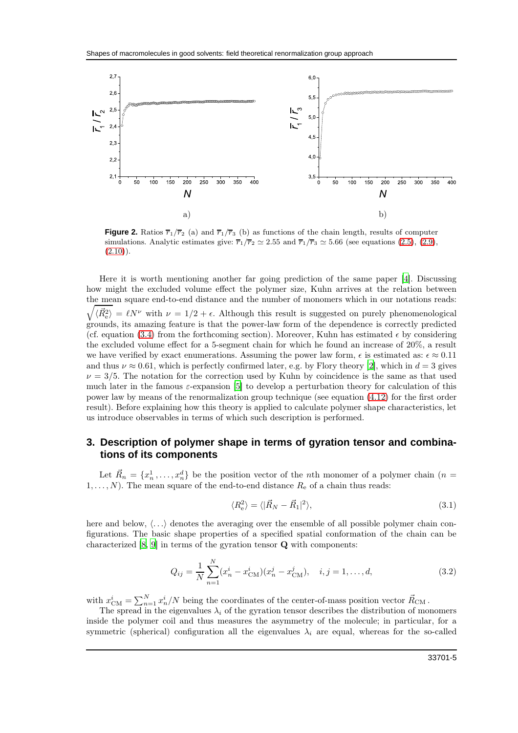**Figure 2.** Ratios $\overline{r}_1/\overline{r}_2$ (a) and $\overline{r}_1/\overline{r}_3$ (b) as functions of the chain length, results of computer simulations. Analytic estimates give: $\overline{r}_1/\overline{r}_2 \simeq 2.55$ and $\overline{r}_1/\overline{r}_3 \simeq 5.66$ (see equations (2.5), (2.9), (2.10)).

Here it is worth mentioning another far going prediction of the same paper [4]. Discussing how might the excluded volume effect the polymer size, Kuhn arrives at the relation between the mean square end-to-end distance and the number of monomers which in our notations reads: $\sqrt{\langle \vec{R}_{\rm e}^2 \rangle} = \ell N^{\nu}$ with $\nu = 1/2 + \epsilon$. Although this result is suggested on purely phenomenological grounds, its amazing feature is that the power-law form of the dependence is correctly predicted (cf. equation (3.4) from the forthcoming section). Moreover, Kuhn has estimated $\epsilon$ by considering the excluded volume effect for a 5-segment chain for which he found an increase of 20%, a result we have verified by exact enumerations. Assuming the power law form, $\epsilon$ is estimated as: $\epsilon \approx 0.11$ and thus $\nu \approx 0.61$, which is perfectly confirmed later, e.g. by Flory theory [2], which in $d = 3$ gives $\nu = 3/5$. The notation for the correction used by Kuhn by coincidence is the same as that used much later in the famous $\varepsilon$-expansion [5] to develop a perturbation theory for calculation of this power law by means of the renormalization group technique (see equation (4.12) for the first order result). Before explaining how this theory is applied to calculate polymer shape characteristics, let us introduce observables in terms of which such description is performed.

## 3. Description of polymer shape in terms of gyration tensor and combinations of its components

Let $\vec{R}_n = \{x_n^1, \ldots, x_n^d\}$ be the position vector of the $n$th monomer of a polymer chain ($n = 1, \ldots, N$). The mean square of the end-to-end distance $R_{\rm e}$ of a chain thus reads:

$$\langle R_{\rm e}^2 \rangle = \langle |\vec{R}_N - \vec{R}_1|^2 \rangle, \tag{3.1}$$

here and below, $\langle \ldots \rangle$ denotes the averaging over the ensemble of all possible polymer chain configurations. The basic shape properties of a specified spatial conformation of the chain can be characterized [8, 9] in terms of the gyration tensor $\mathbf{Q}$ with components:

$$Q_{ij} = \frac{1}{N} \sum_{n=1}^{N} (x_n^i - x_{\rm CM}^i)(x_n^j - x_{\rm CM}^j), \quad i, j = 1, \ldots, d, \tag{3.2}$$

with $x_{\rm CM}^i = \sum_{n=1}^{N} x_n^i / N$ being the coordinates of the center-of-mass position vector $\vec{R}_{\rm CM}$.

The spread in the eigenvalues $\lambda_i$ of the gyration tensor describes the distribution of monomers inside the polymer coil and thus measures the asymmetry of the molecule; in particular, for a symmetric (spherical) configuration all the eigenvalues $\lambda_i$ are equal, whereas for the so-called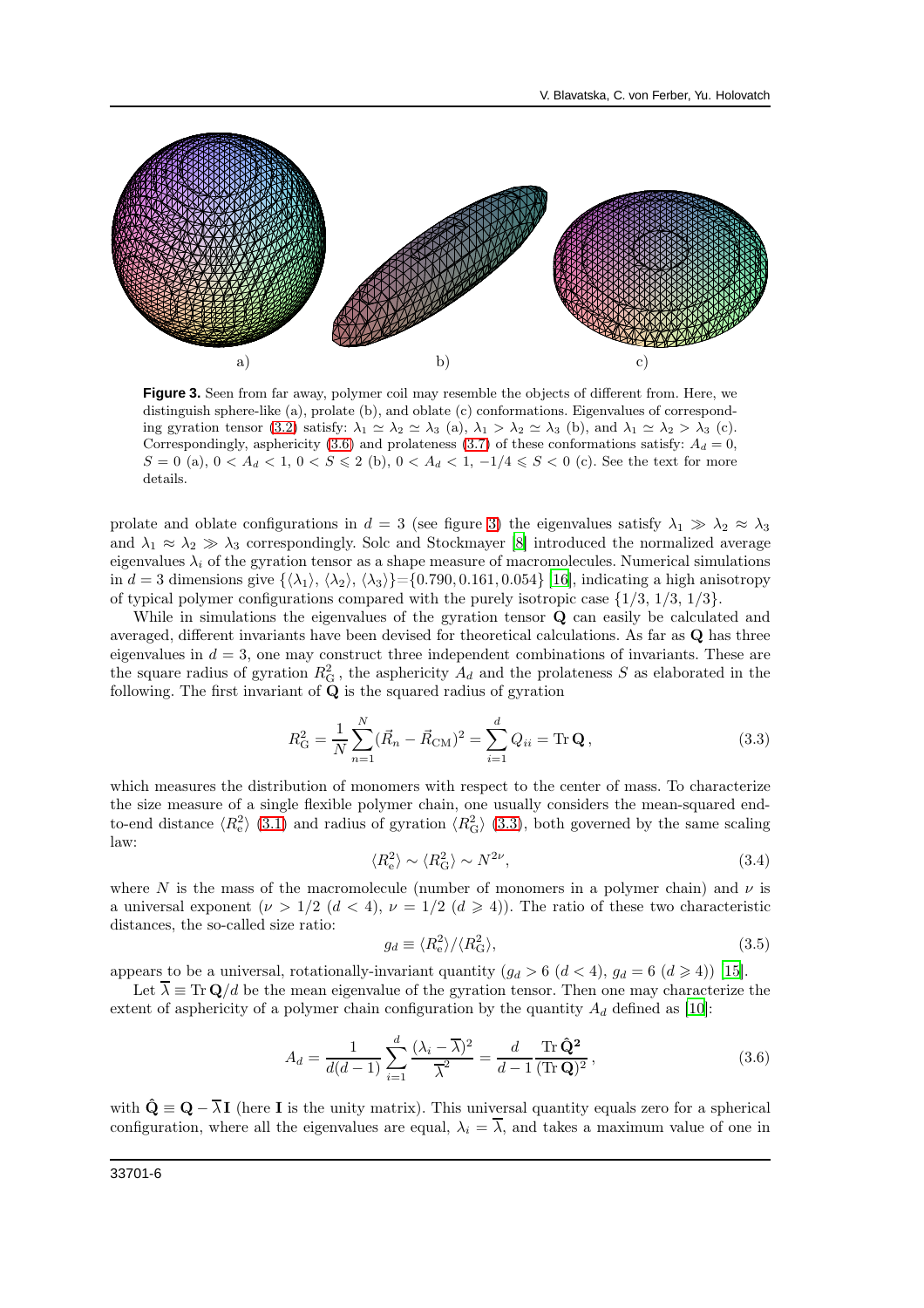a) b) c)

**Figure 3.** Seen from far away, polymer coil may resemble the objects of different from. Here, we distinguish sphere-like (a), prolate (b), and oblate (c) conformations. Eigenvalues of corresponding gyration tensor (3.2) satisfy: $\lambda_1 \simeq \lambda_2 \simeq \lambda_3$ (a), $\lambda_1 > \lambda_2 \simeq \lambda_3$ (b), and $\lambda_1 \simeq \lambda_2 > \lambda_3$ (c). Correspondingly, asphericity (3.6) and prolateness (3.7) of these conformations satisfy: $A_d = 0$, $S = 0$ (a), $0 < A_d < 1$, $0 < S \leqslant 2$ (b), $0 < A_d < 1$, $-1/4 \leqslant S < 0$ (c). See the text for more details.

prolate and oblate configurations in $d = 3$ (see figure 3) the eigenvalues satisfy $\lambda_1 \gg \lambda_2 \approx \lambda_3$ and $\lambda_1 \approx \lambda_2 \gg \lambda_3$ correspondingly. Solc and Stockmayer [8] introduced the normalized average eigenvalues $\lambda_i$ of the gyration tensor as a shape measure of macromolecules. Numerical simulations in $d = 3$ dimensions give $\{\langle\lambda_1\rangle, \langle\lambda_2\rangle, \langle\lambda_3\rangle\}=\{0.790, 0.161, 0.054\}$ [16], indicating a high anisotropy of typical polymer configurations compared with the purely isotropic case $\{1/3, 1/3, 1/3\}$.

While in simulations the eigenvalues of the gyration tensor $\mathbf{Q}$ can easily be calculated and averaged, different invariants have been devised for theoretical calculations. As far as $\mathbf{Q}$ has three eigenvalues in $d = 3$, one may construct three independent combinations of invariants. These are the square radius of gyration $R^2_{\mathrm{G}}$, the asphericity $A_d$ and the prolateness $S$ as elaborated in the following. The first invariant of $\mathbf{Q}$ is the squared radius of gyration

$$R^2_{\mathrm{G}} = \frac{1}{N}\sum_{n=1}^{N}(\vec{R}_n - \vec{R}_{\mathrm{CM}})^2 = \sum_{i=1}^{d} Q_{ii} = \mathrm{Tr}\,\mathbf{Q}\,, \tag{3.3}$$

which measures the distribution of monomers with respect to the center of mass. To characterize the size measure of a single flexible polymer chain, one usually considers the mean-squared end-to-end distance $\langle R^2_{\mathrm{e}}\rangle$ (3.1) and radius of gyration $\langle R^2_{\mathrm{G}}\rangle$ (3.3), both governed by the same scaling law:

$$\langle R^2_{\mathrm{e}}\rangle \sim \langle R^2_{\mathrm{G}}\rangle \sim N^{2\nu}, \tag{3.4}$$

where $N$ is the mass of the macromolecule (number of monomers in a polymer chain) and $\nu$ is a universal exponent ($\nu > 1/2$ ($d < 4$), $\nu = 1/2$ ($d \geqslant 4$)). The ratio of these two characteristic distances, the so-called size ratio:

$$g_d \equiv \langle R^2_{\mathrm{e}}\rangle / \langle R^2_{\mathrm{G}}\rangle, \tag{3.5}$$

appears to be a universal, rotationally-invariant quantity ($g_d > 6$ ($d < 4$), $g_d = 6$ ($d \geqslant 4$)) [15].

Let $\overline{\lambda} \equiv \mathrm{Tr}\,\mathbf{Q}/d$ be the mean eigenvalue of the gyration tensor. Then one may characterize the extent of asphericity of a polymer chain configuration by the quantity $A_d$ defined as [10]:

$$A_d = \frac{1}{d(d-1)}\sum_{i=1}^{d}\frac{(\lambda_i - \overline{\lambda})^2}{\overline{\lambda}^2} = \frac{d}{d-1}\frac{\mathrm{Tr}\,\hat{\mathbf{Q}}^{\mathbf{2}}}{(\mathrm{Tr}\,\mathbf{Q})^2}\,, \tag{3.6}$$

with $\hat{\mathbf{Q}} \equiv \mathbf{Q} - \overline{\lambda}\,\mathbf{I}$ (here $\mathbf{I}$ is the unity matrix). This universal quantity equals zero for a spherical configuration, where all the eigenvalues are equal, $\lambda_i = \overline{\lambda}$, and takes a maximum value of one in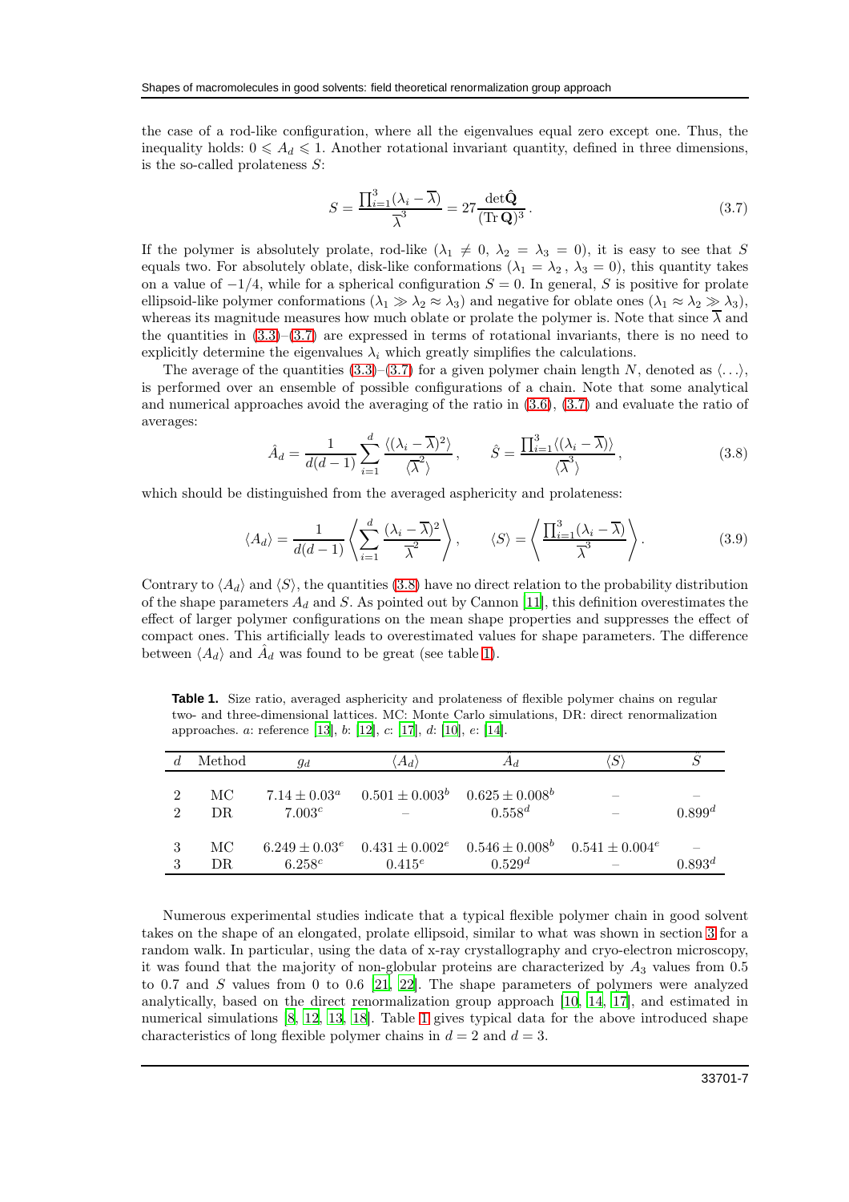the case of a rod-like configuration, where all the eigenvalues equal zero except one. Thus, the inequality holds: $0 \leqslant A_d \leqslant 1$. Another rotational invariant quantity, defined in three dimensions, is the so-called prolateness $S$:

$$S = \frac{\prod_{i=1}^{3}(\lambda_i - \overline{\lambda})}{\overline{\lambda}^3} = 27\frac{\det\hat{\mathbf{Q}}}{(\mathrm{Tr}\,\mathbf{Q})^3}\,. \tag{3.7}$$

If the polymer is absolutely prolate, rod-like ($\lambda_1 \neq 0$, $\lambda_2 = \lambda_3 = 0$), it is easy to see that $S$ equals two. For absolutely oblate, disk-like conformations ($\lambda_1 = \lambda_2$, $\lambda_3 = 0$), this quantity takes on a value of $-1/4$, while for a spherical configuration $S = 0$. In general, $S$ is positive for prolate ellipsoid-like polymer conformations ($\lambda_1 \gg \lambda_2 \approx \lambda_3$) and negative for oblate ones ($\lambda_1 \approx \lambda_2 \gg \lambda_3$), whereas its magnitude measures how much oblate or prolate the polymer is. Note that since $\overline{\lambda}$ and the quantities in (3.3)–(3.7) are expressed in terms of rotational invariants, there is no need to explicitly determine the eigenvalues $\lambda_i$ which greatly simplifies the calculations.

The average of the quantities (3.3)–(3.7) for a given polymer chain length $N$, denoted as $\langle\ldots\rangle$, is performed over an ensemble of possible configurations of a chain. Note that some analytical and numerical approaches avoid the averaging of the ratio in (3.6), (3.7) and evaluate the ratio of averages:

$$\hat{A}_d = \frac{1}{d(d-1)}\sum_{i=1}^{d}\frac{\langle(\lambda_i - \overline{\lambda})^2\rangle}{\langle\overline{\lambda}^2\rangle}\,, \qquad \hat{S} = \frac{\prod_{i=1}^{3}\langle(\lambda_i - \overline{\lambda})\rangle}{\langle\overline{\lambda}^3\rangle}\,, \tag{3.8}$$

which should be distinguished from the averaged asphericity and prolateness:

$$\langle A_d\rangle = \frac{1}{d(d-1)}\left\langle\sum_{i=1}^{d}\frac{(\lambda_i - \overline{\lambda})^2}{\overline{\lambda}^2}\right\rangle, \qquad \langle S\rangle = \left\langle\frac{\prod_{i=1}^{3}(\lambda_i - \overline{\lambda})}{\overline{\lambda}^3}\right\rangle. \tag{3.9}$$

Contrary to $\langle A_d\rangle$ and $\langle S\rangle$, the quantities (3.8) have no direct relation to the probability distribution of the shape parameters $A_d$ and $S$. As pointed out by Cannon [11], this definition overestimates the effect of larger polymer configurations on the mean shape properties and suppresses the effect of compact ones. This artificially leads to overestimated values for shape parameters. The difference between $\langle A_d\rangle$ and $\hat{A}_d$ was found to be great (see table 1).

**Table 1.** Size ratio, averaged asphericity and prolateness of flexible polymer chains on regular two- and three-dimensional lattices. MC: Monte Carlo simulations, DR: direct renormalization approaches. $a$: reference [13], $b$: [12], $c$: [17], $d$: [10], $e$: [14].

| $d$ | Method | $g_d$ | $\langle A_d\rangle$ | $\hat{A}_d$ | $\langle S\rangle$ | $\hat{S}$ |
|---|---|---|---|---|---|---|
| 2 | MC | $7.14 \pm 0.03^a$ | $0.501 \pm 0.003^b$ | $0.625 \pm 0.008^b$ | – | – |
| 2 | DR | $7.003^c$ | – | $0.558^d$ | – | $0.899^d$ |
| 3 | MC | $6.249 \pm 0.03^e$ | $0.431 \pm 0.002^e$ | $0.546 \pm 0.008^b$ | $0.541 \pm 0.004^e$ | – |
| 3 | DR | $6.258^c$ | $0.415^e$ | $0.529^d$ | – | $0.893^d$ |

Numerous experimental studies indicate that a typical flexible polymer chain in good solvent takes on the shape of an elongated, prolate ellipsoid, similar to what was shown in section 3 for a random walk. In particular, using the data of x-ray crystallography and cryo-electron microscopy, it was found that the majority of non-globular proteins are characterized by $A_3$ values from 0.5 to 0.7 and $S$ values from 0 to 0.6 [21, 22]. The shape parameters of polymers were analyzed analytically, based on the direct renormalization group approach [10, 14, 17], and estimated in numerical simulations [8, 12, 13, 18]. Table 1 gives typical data for the above introduced shape characteristics of long flexible polymer chains in $d = 2$ and $d = 3$.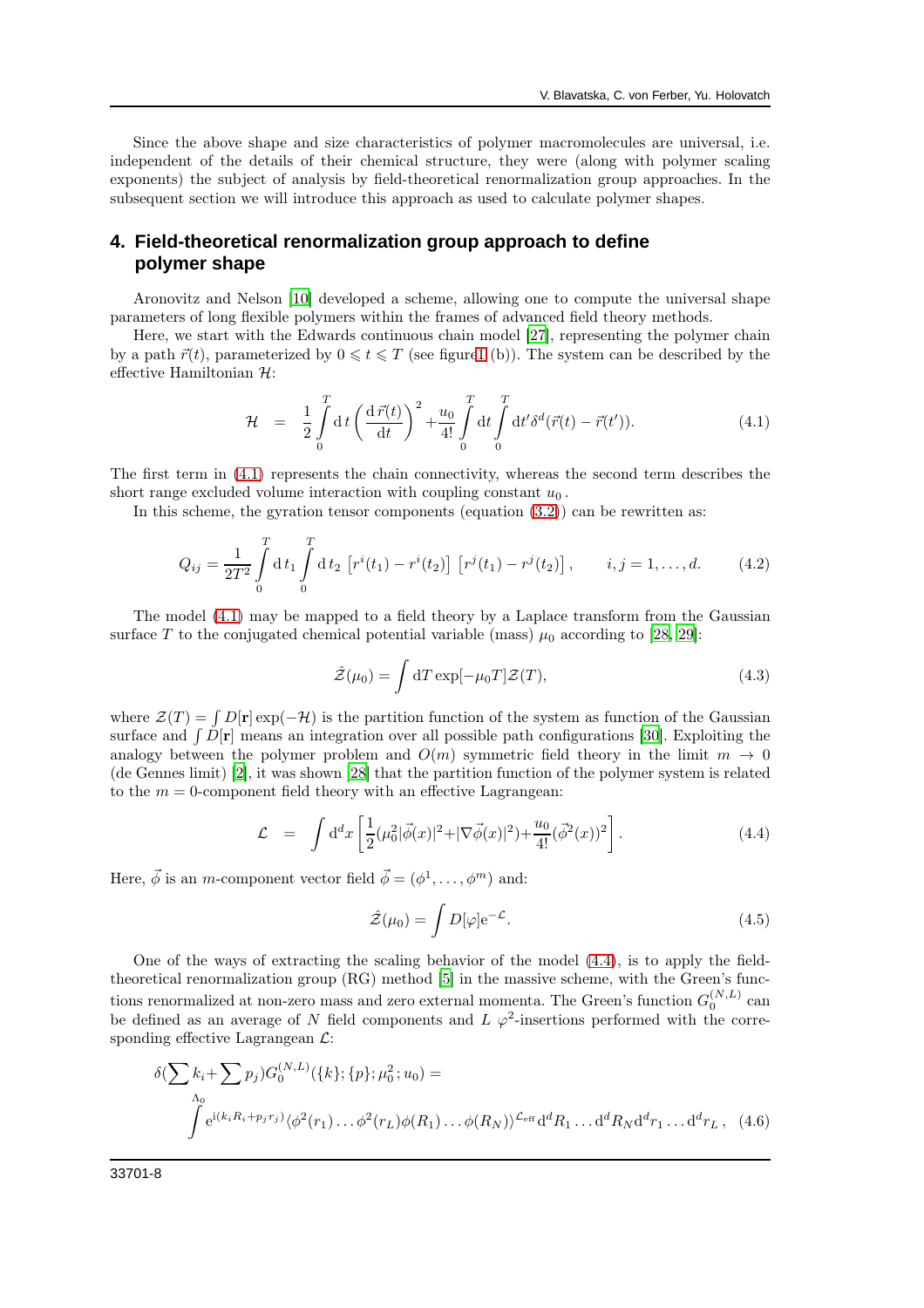Since the above shape and size characteristics of polymer macromolecules are universal, i.e. independent of the details of their chemical structure, they were (along with polymer scaling exponents) the subject of analysis by field-theoretical renormalization group approaches. In the subsequent section we will introduce this approach as used to calculate polymer shapes.

## 4. Field-theoretical renormalization group approach to define polymer shape

Aronovitz and Nelson [10] developed a scheme, allowing one to compute the universal shape parameters of long flexible polymers within the frames of advanced field theory methods.

Here, we start with the Edwards continuous chain model [27], representing the polymer chain by a path $\vec{r}(t)$, parameterized by $0 \leqslant t \leqslant T$ (see figure 1 (b)). The system can be described by the effective Hamiltonian $\mathcal{H}$:

$$\mathcal{H} \;=\; \frac{1}{2}\int\limits_0^T \mathrm{d}\,t \left(\frac{\mathrm{d}\,\vec{r}(t)}{\mathrm{d}t}\right)^2 + \frac{u_0}{4!}\int\limits_0^T \mathrm{d}t \int\limits_0^T \mathrm{d}t' \delta^d(\vec{r}(t)-\vec{r}(t')). \tag{4.1}$$

The first term in (4.1) represents the chain connectivity, whereas the second term describes the short range excluded volume interaction with coupling constant $u_0$.

In this scheme, the gyration tensor components (equation (3.2)) can be rewritten as:

$$Q_{ij} = \frac{1}{2T^2}\int\limits_0^T \mathrm{d}\,t_1 \int\limits_0^T \mathrm{d}\,t_2 \left[r^i(t_1) - r^i(t_2)\right]\left[r^j(t_1) - r^j(t_2)\right], \qquad i,j = 1,\ldots,d. \tag{4.2}$$

The model (4.1) may be mapped to a field theory by a Laplace transform from the Gaussian surface $T$ to the conjugated chemical potential variable (mass) $\mu_0$ according to [28, 29]:

$$\hat{\mathcal{Z}}(\mu_0) = \int \mathrm{d}T \exp[-\mu_0 T]\mathcal{Z}(T), \tag{4.3}$$

where $\mathcal{Z}(T) = \int D[\mathbf{r}]\exp(-\mathcal{H})$ is the partition function of the system as function of the Gaussian surface and $\int D[\mathbf{r}]$ means an integration over all possible path configurations [30]. Exploiting the analogy between the polymer problem and $O(m)$ symmetric field theory in the limit $m \to 0$ (de Gennes limit) [2], it was shown [28] that the partition function of the polymer system is related to the $m = 0$-component field theory with an effective Lagrangean:

$$\mathcal{L} \;=\; \int \mathrm{d}^d x \left[\frac{1}{2}(\mu_0^2|\vec{\phi}(x)|^2 + |\nabla\vec{\phi}(x)|^2) + \frac{u_0}{4!}(\vec{\phi}^2(x))^2\right]. \tag{4.4}$$

Here, $\vec{\phi}$ is an $m$-component vector field $\vec{\phi} = (\phi^1, \ldots, \phi^m)$ and:

$$\hat{\mathcal{Z}}(\mu_0) = \int D[\varphi]\mathrm{e}^{-\mathcal{L}}. \tag{4.5}$$

One of the ways of extracting the scaling behavior of the model (4.4), is to apply the field-theoretical renormalization group (RG) method [5] in the massive scheme, with the Green's functions renormalized at non-zero mass and zero external momenta. The Green's function $G_0^{(N,L)}$ can be defined as an average of $N$ field components and $L$ $\varphi^2$-insertions performed with the corresponding effective Lagrangean $\mathcal{L}$:

$$\delta(\sum k_i + \sum p_j) G_0^{(N,L)}(\{k\};\{p\};\mu_0^2;u_0) = \int\limits^{\Lambda_0} \mathrm{e}^{\mathrm{i}(k_i R_i + p_j r_j)} \langle \phi^2(r_1)\ldots\phi^2(r_L)\phi(R_1)\ldots\phi(R_N)\rangle^{\mathcal{L}_{\mathrm{eff}}} \mathrm{d}^d R_1 \ldots \mathrm{d}^d R_N \mathrm{d}^d r_1 \ldots \mathrm{d}^d r_L\,, \tag{4.6}$$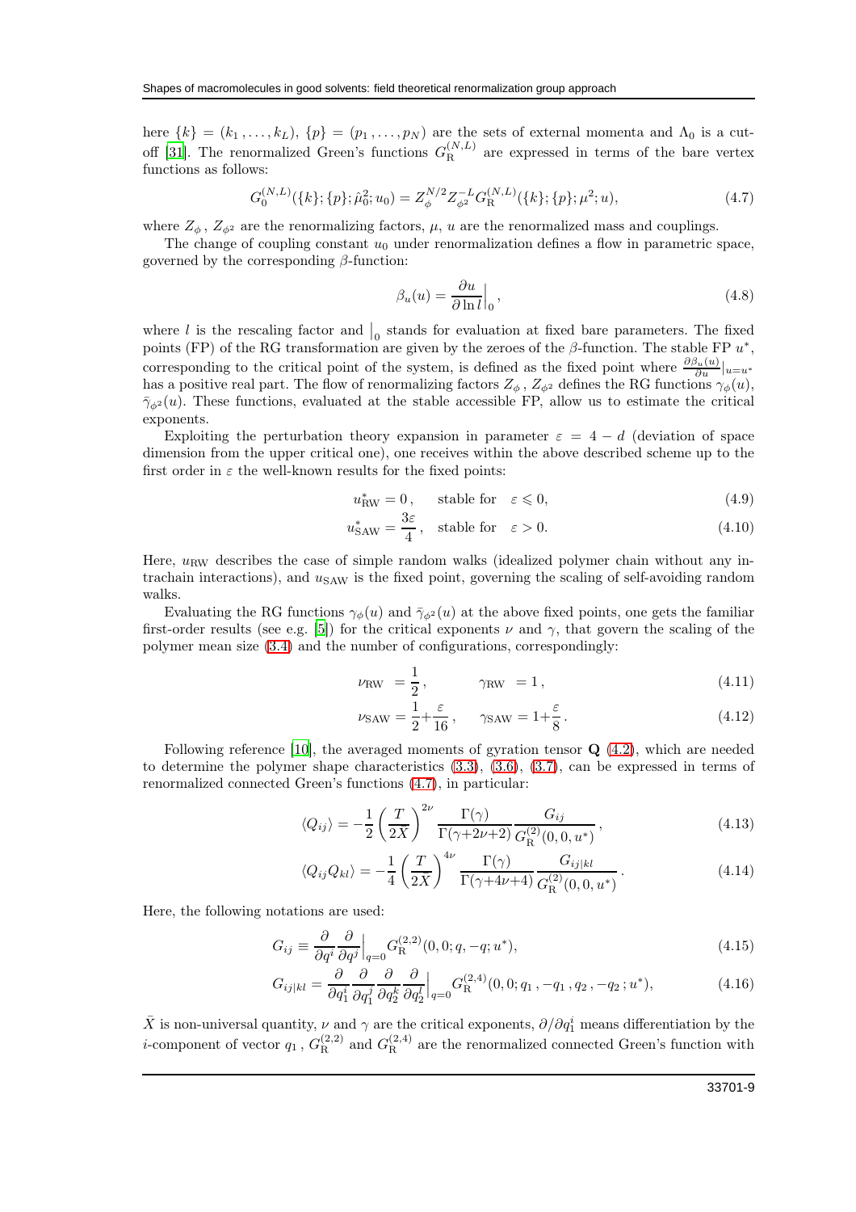here $\{k\} = (k_1, \dots, k_L)$, $\{p\} = (p_1, \dots, p_N)$ are the sets of external momenta and $\Lambda_0$ is a cut-off [31]. The renormalized Green's functions $G_{\rm R}^{(N,L)}$ are expressed in terms of the bare vertex functions as follows:

$$G_0^{(N,L)}(\{k\};\{p\};\hat{\mu}_0^2;u_0) = Z_\phi^{N/2} Z_{\phi^2}^{-L} G_{\rm R}^{(N,L)}(\{k\};\{p\};\mu^2;u), \tag{4.7}$$

where $Z_\phi$, $Z_{\phi^2}$ are the renormalizing factors, $\mu$, $u$ are the renormalized mass and couplings.

The change of coupling constant $u_0$ under renormalization defines a flow in parametric space, governed by the corresponding $\beta$-function:

$$\beta_u(u) = \frac{\partial u}{\partial \ln l}\Big|_0, \tag{4.8}$$

where $l$ is the rescaling factor and $\big|_0$ stands for evaluation at fixed bare parameters. The fixed points (FP) of the RG transformation are given by the zeroes of the $\beta$-function. The stable FP $u^*$, corresponding to the critical point of the system, is defined as the fixed point where $\frac{\partial \beta_u(u)}{\partial u}|_{u=u^*}$ has a positive real part. The flow of renormalizing factors $Z_\phi$, $Z_{\phi^2}$ defines the RG functions $\gamma_\phi(u)$, $\bar{\gamma}_{\phi^2}(u)$. These functions, evaluated at the stable accessible FP, allow us to estimate the critical exponents.

Exploiting the perturbation theory expansion in parameter $\varepsilon = 4 - d$ (deviation of space dimension from the upper critical one), one receives within the above described scheme up to the first order in $\varepsilon$ the well-known results for the fixed points:

$$u^*_{\rm RW} = 0\,, \qquad \text{stable for} \quad \varepsilon \leqslant 0, \tag{4.9}$$

$$u^*_{\rm SAW} = \frac{3\varepsilon}{4}\,, \quad \text{stable for} \quad \varepsilon > 0. \tag{4.10}$$

Here, $u_{\rm RW}$ describes the case of simple random walks (idealized polymer chain without any intrachain interactions), and $u_{\rm SAW}$ is the fixed point, governing the scaling of self-avoiding random walks.

Evaluating the RG functions $\gamma_\phi(u)$ and $\bar{\gamma}_{\phi^2}(u)$ at the above fixed points, one gets the familiar first-order results (see e.g. [5]) for the critical exponents $\nu$ and $\gamma$, that govern the scaling of the polymer mean size (3.4) and the number of configurations, correspondingly:

$$\nu_{\rm RW} = \frac{1}{2}\,, \qquad \gamma_{\rm RW} = 1\,, \tag{4.11}$$

$$\nu_{\rm SAW} = \frac{1}{2} + \frac{\varepsilon}{16}\,, \qquad \gamma_{\rm SAW} = 1 + \frac{\varepsilon}{8}\,. \tag{4.12}$$

Following reference [10], the averaged moments of gyration tensor $\mathbf{Q}$ (4.2), which are needed to determine the polymer shape characteristics (3.3), (3.6), (3.7), can be expressed in terms of renormalized connected Green's functions (4.7), in particular:

$$\langle Q_{ij} \rangle = -\frac{1}{2}\left(\frac{T}{2\bar{X}}\right)^{2\nu} \frac{\Gamma(\gamma)}{\Gamma(\gamma+2\nu+2)} \frac{G_{ij}}{G_{\rm R}^{(2)}(0,0,u^*)}\,, \tag{4.13}$$

$$\langle Q_{ij} Q_{kl} \rangle = -\frac{1}{4}\left(\frac{T}{2\bar{X}}\right)^{4\nu} \frac{\Gamma(\gamma)}{\Gamma(\gamma+4\nu+4)} \frac{G_{ij|kl}}{G_{\rm R}^{(2)}(0,0,u^*)}\,. \tag{4.14}$$

Here, the following notations are used:

$$G_{ij} \equiv \frac{\partial}{\partial q^i}\frac{\partial}{\partial q^j}\Big|_{q=0} G_{\rm R}^{(2,2)}(0,0;q,-q;u^*), \tag{4.15}$$

$$G_{ij|kl} = \frac{\partial}{\partial q_1^i}\frac{\partial}{\partial q_1^j}\frac{\partial}{\partial q_2^k}\frac{\partial}{\partial q_2^l}\Big|_{q=0} G_{\rm R}^{(2,4)}(0,0;q_1,-q_1,q_2,-q_2;u^*), \tag{4.16}$$

$\bar{X}$ is non-universal quantity, $\nu$ and $\gamma$ are the critical exponents, $\partial/\partial q_1^i$ means differentiation by the $i$-component of vector $q_1$, $G_{\rm R}^{(2,2)}$ and $G_{\rm R}^{(2,4)}$ are the renormalized connected Green's function with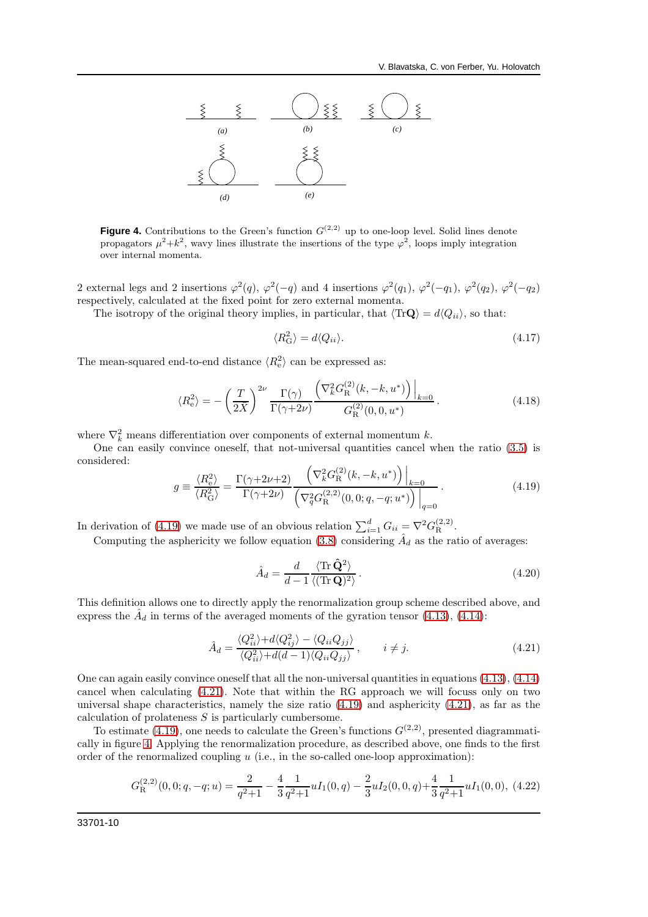**Figure 4.** Contributions to the Green's function $G^{(2,2)}$ up to one-loop level. Solid lines denote propagators $\mu^2{+}k^2$, wavy lines illustrate the insertions of the type $\varphi^2$, loops imply integration over internal momenta.

2 external legs and 2 insertions $\varphi^2(q)$, $\varphi^2(-q)$ and 4 insertions $\varphi^2(q_1)$, $\varphi^2(-q_1)$, $\varphi^2(q_2)$, $\varphi^2(-q_2)$ respectively, calculated at the fixed point for zero external momenta.

The isotropy of the original theory implies, in particular, that $\langle \mathrm{Tr}\mathbf{Q}\rangle = d\langle Q_{ii}\rangle$, so that:

$$
\langle R^2_{\mathrm{G}}\rangle = d\langle Q_{ii}\rangle. \tag{4.17}
$$

The mean-squared end-to-end distance $\langle R^2_{\mathrm{e}}\rangle$ can be expressed as:

$$
\langle R^2_{\mathrm{e}}\rangle = -\left(\frac{T}{2X}\right)^{2\nu}\frac{\Gamma(\gamma)}{\Gamma(\gamma{+}2\nu)}\frac{\left(\nabla^2_k G^{(2)}_{\mathrm{R}}(k,-k,u^*)\right)\Big|_{k=0}}{G^{(2)}_{\mathrm{R}}(0,0,u^*)}. \tag{4.18}
$$

where $\nabla^2_k$ means differentiation over components of external momentum $k$.

One can easily convince oneself, that not-universal quantities cancel when the ratio (3.5) is considered:

$$
g \equiv \frac{\langle R^2_{\mathrm{e}}\rangle}{\langle R^2_{\mathrm{G}}\rangle} = \frac{\Gamma(\gamma{+}2\nu{+}2)}{\Gamma(\gamma{+}2\nu)}\frac{\left(\nabla^2_k G^{(2)}_{\mathrm{R}}(k,-k,u^*)\right)\Big|_{k=0}}{\left(\nabla^2_q G^{(2,2)}_{\mathrm{R}}(0,0;q,-q;u^*)\right)\Big|_{q=0}}. \tag{4.19}
$$

In derivation of (4.19) we made use of an obvious relation $\sum_{i=1}^{d} G_{ii} = \nabla^2 G^{(2,2)}_{\mathrm{R}}$.

Computing the asphericity we follow equation (3.8) considering $\hat{A}_d$ as the ratio of averages:

$$
\hat{A}_d = \frac{d}{d-1}\frac{\langle \mathrm{Tr}\,\hat{\mathbf{Q}}^2\rangle}{\langle(\mathrm{Tr}\,\mathbf{Q})^2\rangle}. \tag{4.20}
$$

This definition allows one to directly apply the renormalization group scheme described above, and express the $\hat{A}_d$ in terms of the averaged moments of the gyration tensor (4.13), (4.14):

$$
\hat{A}_d = \frac{\langle Q^2_{ii}\rangle{+}d\langle Q^2_{ij}\rangle - \langle Q_{ii}Q_{jj}\rangle}{\langle Q^2_{ii}\rangle{+}d(d-1)\langle Q_{ii}Q_{jj}\rangle}, \qquad i\neq j. \tag{4.21}
$$

One can again easily convince oneself that all the non-universal quantities in equations (4.13), (4.14) cancel when calculating (4.21). Note that within the RG approach we will focus only on two universal shape characteristics, namely the size ratio (4.19) and asphericity (4.21), as far as the calculation of prolateness $S$ is particularly cumbersome.

To estimate (4.19), one needs to calculate the Green's functions $G^{(2,2)}$, presented diagrammatically in figure 4. Applying the renormalization procedure, as described above, one finds to the first order of the renormalized coupling $u$ (i.e., in the so-called one-loop approximation):

$$
G^{(2,2)}_{\mathrm{R}}(0,0;q,-q;u) = \frac{2}{q^2{+}1} - \frac{4}{3}\frac{1}{q^2{+}1}uI_1(0,q) - \frac{2}{3}uI_2(0,0,q) {+} \frac{4}{3}\frac{1}{q^2{+}1}uI_1(0,0), \tag{4.22}
$$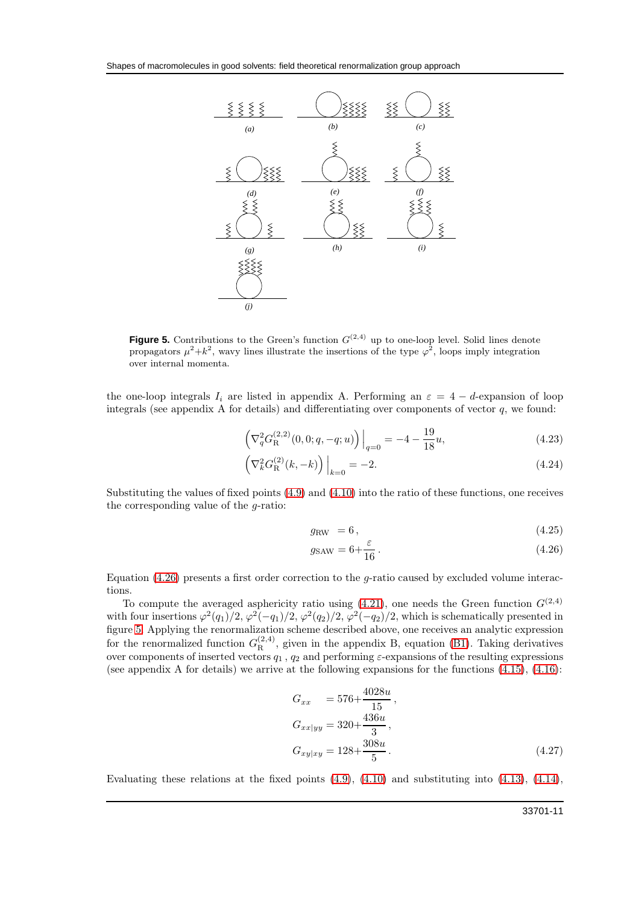**Figure 5.** Contributions to the Green's function $G^{(2,4)}$ up to one-loop level. Solid lines denote propagators $\mu^2+k^2$, wavy lines illustrate the insertions of the type $\varphi^2$, loops imply integration over internal momenta.

the one-loop integrals $I_i$ are listed in appendix A. Performing an $\varepsilon = 4-d$-expansion of loop integrals (see appendix A for details) and differentiating over components of vector $q$, we found:

$$\left(\nabla_q^2 G_{\rm R}^{(2,2)}(0,0;q,-q;u)\right)\Big|_{q=0} = -4 - \frac{19}{18}u, \tag{4.23}$$

$$\left(\nabla_k^2 G_{\rm R}^{(2)}(k,-k)\right)\Big|_{k=0} = -2. \tag{4.24}$$

Substituting the values of fixed points (4.9) and (4.10) into the ratio of these functions, one receives the corresponding value of the $g$-ratio:

$$g_{\rm RW} = 6\,, \tag{4.25}$$

$$g_{\rm SAW} = 6+\frac{\varepsilon}{16}\,. \tag{4.26}$$

Equation (4.26) presents a first order correction to the $g$-ratio caused by excluded volume interactions.

To compute the averaged asphericity ratio using (4.21), one needs the Green function $G^{(2,4)}$ with four insertions $\varphi^2(q_1)/2$, $\varphi^2(-q_1)/2$, $\varphi^2(q_2)/2$, $\varphi^2(-q_2)/2$, which is schematically presented in figure 5. Applying the renormalization scheme described above, one receives an analytic expression for the renormalized function $G_{\rm R}^{(2,4)}$, given in the appendix B, equation (B1). Taking derivatives over components of inserted vectors $q_1$, $q_2$ and performing $\varepsilon$-expansions of the resulting expressions (see appendix A for details) we arrive at the following expansions for the functions (4.15), (4.16):

$$G_{xx} = 576+\frac{4028u}{15}\,,$$
$$G_{xx|yy} = 320+\frac{436u}{3}\,,$$
$$G_{xy|xy} = 128+\frac{308u}{5}\,. \tag{4.27}$$

Evaluating these relations at the fixed points (4.9), (4.10) and substituting into (4.13), (4.14),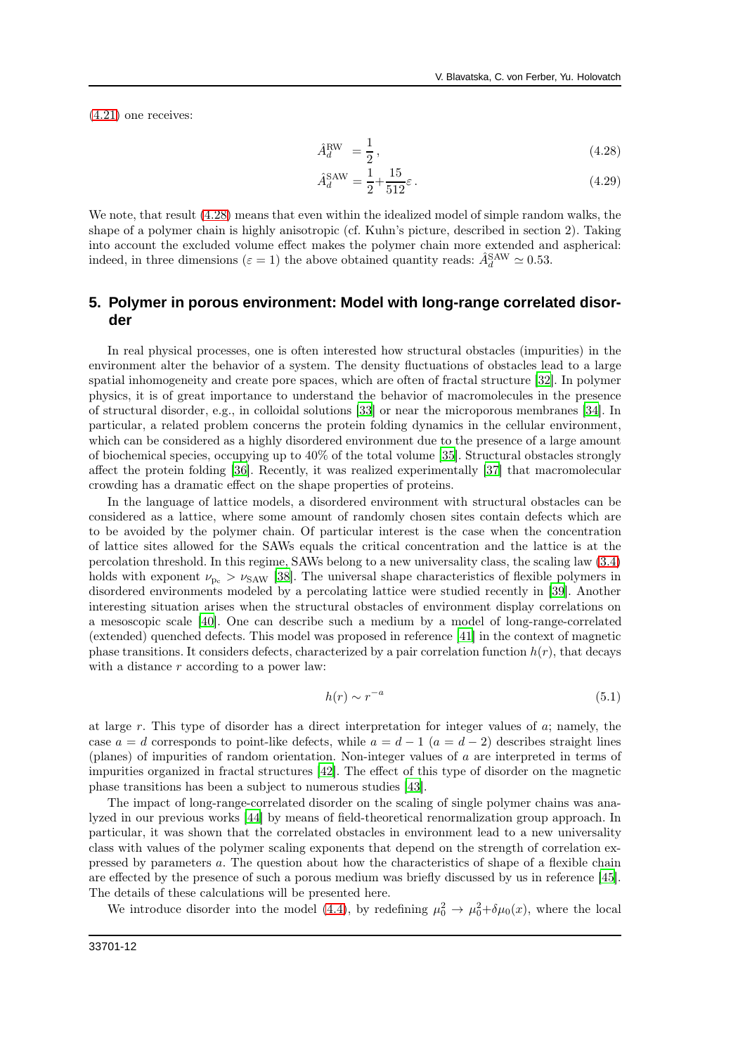(4.21) one receives:

$$\hat{A}_d^{\rm RW} = \frac{1}{2}\,, \tag{4.28}$$

$$\hat{A}_d^{\rm SAW} = \frac{1}{2}+\frac{15}{512}\varepsilon\,. \tag{4.29}$$

We note, that result (4.28) means that even within the idealized model of simple random walks, the shape of a polymer chain is highly anisotropic (cf. Kuhn's picture, described in section 2). Taking into account the excluded volume effect makes the polymer chain more extended and aspherical: indeed, in three dimensions ($\varepsilon = 1$) the above obtained quantity reads: $\hat{A}_d^{\rm SAW} \simeq 0.53$.

## 5. Polymer in porous environment: Model with long-range correlated disorder

In real physical processes, one is often interested how structural obstacles (impurities) in the environment alter the behavior of a system. The density fluctuations of obstacles lead to a large spatial inhomogeneity and create pore spaces, which are often of fractal structure [32]. In polymer physics, it is of great importance to understand the behavior of macromolecules in the presence of structural disorder, e.g., in colloidal solutions [33] or near the microporous membranes [34]. In particular, a related problem concerns the protein folding dynamics in the cellular environment, which can be considered as a highly disordered environment due to the presence of a large amount of biochemical species, occupying up to 40% of the total volume [35]. Structural obstacles strongly affect the protein folding [36]. Recently, it was realized experimentally [37] that macromolecular crowding has a dramatic effect on the shape properties of proteins.

In the language of lattice models, a disordered environment with structural obstacles can be considered as a lattice, where some amount of randomly chosen sites contain defects which are to be avoided by the polymer chain. Of particular interest is the case when the concentration of lattice sites allowed for the SAWs equals the critical concentration and the lattice is at the percolation threshold. In this regime, SAWs belong to a new universality class, the scaling law (3.4) holds with exponent $\nu_{p_c} > \nu_{\rm SAW}$ [38]. The universal shape characteristics of flexible polymers in disordered environments modeled by a percolating lattice were studied recently in [39]. Another interesting situation arises when the structural obstacles of environment display correlations on a mesoscopic scale [40]. One can describe such a medium by a model of long-range-correlated (extended) quenched defects. This model was proposed in reference [41] in the context of magnetic phase transitions. It considers defects, characterized by a pair correlation function $h(r)$, that decays with a distance $r$ according to a power law:

$$h(r) \sim r^{-a} \tag{5.1}$$

at large $r$. This type of disorder has a direct interpretation for integer values of $a$; namely, the case $a = d$ corresponds to point-like defects, while $a = d-1$ ($a = d-2$) describes straight lines (planes) of impurities of random orientation. Non-integer values of $a$ are interpreted in terms of impurities organized in fractal structures [42]. The effect of this type of disorder on the magnetic phase transitions has been a subject to numerous studies [43].

The impact of long-range-correlated disorder on the scaling of single polymer chains was analyzed in our previous works [44] by means of field-theoretical renormalization group approach. In particular, it was shown that the correlated obstacles in environment lead to a new universality class with values of the polymer scaling exponents that depend on the strength of correlation expressed by parameters $a$. The question about how the characteristics of shape of a flexible chain are effected by the presence of such a porous medium was briefly discussed by us in reference [45]. The details of these calculations will be presented here.

We introduce disorder into the model (4.4), by redefining $\mu_0^2 \to \mu_0^2+\delta\mu_0(x)$, where the local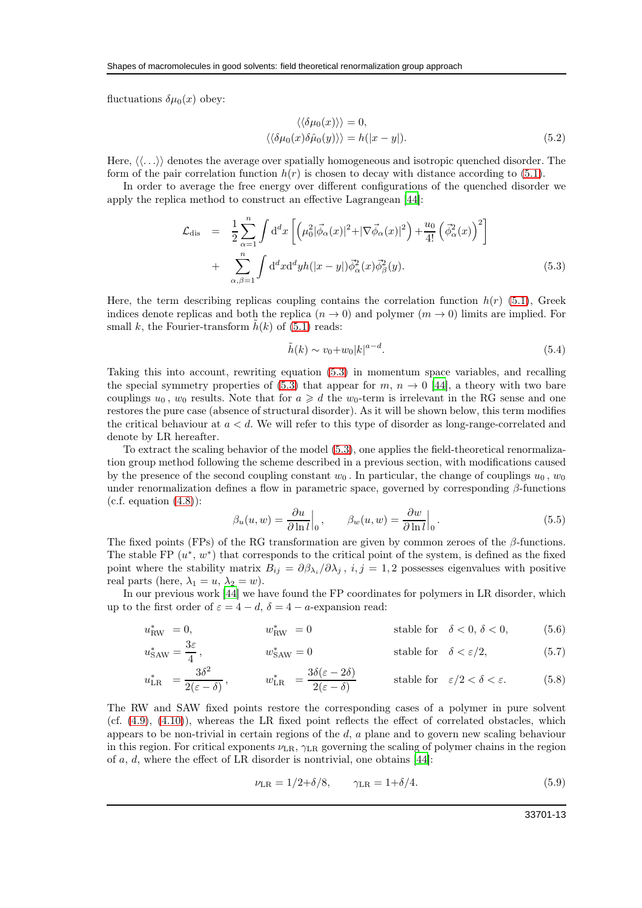fluctuations $\delta\mu_0(x)$ obey:

$$\langle\langle\delta\mu_0(x)\rangle\rangle = 0,$$
$$\langle\langle\delta\mu_0(x)\delta\hat{\mu}_0(y)\rangle\rangle = h(|x-y|). \tag{5.2}$$

Here, $\langle\langle\ldots\rangle\rangle$ denotes the average over spatially homogeneous and isotropic quenched disorder. The form of the pair correlation function $h(r)$ is chosen to decay with distance according to (5.1).

In order to average the free energy over different configurations of the quenched disorder we apply the replica method to construct an effective Lagrangean [44]:

$$\begin{aligned}
\mathcal{L}_{\text{dis}} &= \frac{1}{2}\sum_{\alpha=1}^{n}\int \mathrm{d}^d x \left[\left(\mu_0^2|\vec{\phi}_\alpha(x)|^2+|\nabla\vec{\phi}_\alpha(x)|^2\right)+\frac{u_0}{4!}\left(\vec{\phi}_\alpha^2(x)\right)^2\right] \\
&+ \sum_{\alpha,\beta=1}^{n}\int \mathrm{d}^d x \mathrm{d}^d y h(|x-y|)\vec{\phi}_\alpha^2(x)\vec{\phi}_\beta^2(y).
\end{aligned} \tag{5.3}$$

Here, the term describing replicas coupling contains the correlation function $h(r)$ (5.1), Greek indices denote replicas and both the replica ($n\to 0$) and polymer ($m\to 0$) limits are implied. For small $k$, the Fourier-transform $\tilde{h}(k)$ of (5.1) reads:

$$\tilde{h}(k) \sim v_0 + w_0|k|^{a-d}. \tag{5.4}$$

Taking this into account, rewriting equation (5.3) in momentum space variables, and recalling the special symmetry properties of (5.3) that appear for $m$, $n\to 0$ [44], a theory with two bare couplings $u_0$, $w_0$ results. Note that for $a \geqslant d$ the $w_0$-term is irrelevant in the RG sense and one restores the pure case (absence of structural disorder). As it will be shown below, this term modifies the critical behaviour at $a<d$. We will refer to this type of disorder as long-range-correlated and denote by LR hereafter.

To extract the scaling behavior of the model (5.3), one applies the field-theoretical renormalization group method following the scheme described in a previous section, with modifications caused by the presence of the second coupling constant $w_0$. In particular, the change of couplings $u_0$, $w_0$ under renormalization defines a flow in parametric space, governed by corresponding $\beta$-functions (c.f. equation (4.8)):

$$\beta_u(u,w) = \frac{\partial u}{\partial \ln l}\Big|_0, \qquad \beta_w(u,w) = \frac{\partial w}{\partial \ln l}\Big|_0. \tag{5.5}$$

The fixed points (FPs) of the RG transformation are given by common zeroes of the $\beta$-functions. The stable FP ($u^*$, $w^*$) that corresponds to the critical point of the system, is defined as the fixed point where the stability matrix $B_{ij} = \partial\beta_{\lambda_i}/\partial\lambda_j$, $i,j=1,2$ possesses eigenvalues with positive real parts (here, $\lambda_1 = u$, $\lambda_2 = w$).

In our previous work [44] we have found the FP coordinates for polymers in LR disorder, which up to the first order of $\varepsilon = 4-d$, $\delta = 4-a$-expansion read:

$$u^*_{\text{RW}} = 0, \qquad w^*_{\text{RW}} = 0 \qquad \text{stable for} \quad \delta<0,\ \delta<0, \tag{5.6}$$

$$u^*_{\text{SAW}} = \frac{3\varepsilon}{4}, \qquad w^*_{\text{SAW}} = 0 \qquad \text{stable for} \quad \delta<\varepsilon/2, \tag{5.7}$$

$$u^*_{\text{LR}} = \frac{3\delta^2}{2(\varepsilon-\delta)}, \qquad w^*_{\text{LR}} = \frac{3\delta(\varepsilon-2\delta)}{2(\varepsilon-\delta)} \qquad \text{stable for} \quad \varepsilon/2<\delta<\varepsilon. \tag{5.8}$$

The RW and SAW fixed points restore the corresponding cases of a polymer in pure solvent (cf. (4.9), (4.10)), whereas the LR fixed point reflects the effect of correlated obstacles, which appears to be non-trivial in certain regions of the $d$, $a$ plane and to govern new scaling behaviour in this region. For critical exponents $\nu_{\text{LR}}$, $\gamma_{\text{LR}}$ governing the scaling of polymer chains in the region of $a$, $d$, where the effect of LR disorder is nontrivial, one obtains [44]:

$$\nu_{\text{LR}} = 1/2+\delta/8, \qquad \gamma_{\text{LR}} = 1+\delta/4. \tag{5.9}$$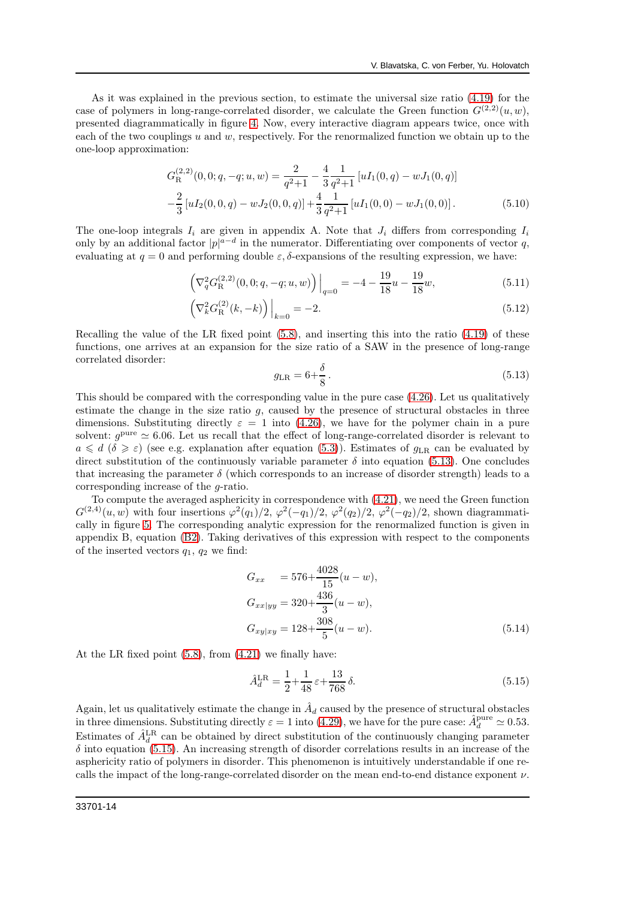As it was explained in the previous section, to estimate the universal size ratio (4.19) for the case of polymers in long-range-correlated disorder, we calculate the Green function $G^{(2,2)}(u,w)$, presented diagrammatically in figure 4. Now, every interactive diagram appears twice, once with each of the two couplings $u$ and $w$, respectively. For the renormalized function we obtain up to the one-loop approximation:

$$
\begin{aligned}
G_{\mathrm{R}}^{(2,2)}(0,0;q,-q;u,w) &= \frac{2}{q^2+1} - \frac{4}{3}\frac{1}{q^2+1}\left[uI_1(0,q) - wJ_1(0,q)\right] \\
&- \frac{2}{3}\left[uI_2(0,0,q) - wJ_2(0,0,q)\right] + \frac{4}{3}\frac{1}{q^2+1}\left[uI_1(0,0) - wJ_1(0,0)\right].
\end{aligned} \tag{5.10}
$$

The one-loop integrals $I_i$ are given in appendix A. Note that $J_i$ differs from corresponding $I_i$ only by an additional factor $|p|^{a-d}$ in the numerator. Differentiating over components of vector $q$, evaluating at $q=0$ and performing double $\varepsilon,\delta$-expansions of the resulting expression, we have:

$$
\left(\nabla_q^2 G_{\mathrm{R}}^{(2,2)}(0,0;q,-q;u,w)\right)\Big|_{q=0} = -4 - \frac{19}{18}u - \frac{19}{18}w, \tag{5.11}
$$

$$
\left(\nabla_k^2 G_{\mathrm{R}}^{(2)}(k,-k)\right)\Big|_{k=0} = -2. \tag{5.12}
$$

Recalling the value of the LR fixed point (5.8), and inserting this into the ratio (4.19) of these functions, one arrives at an expansion for the size ratio of a SAW in the presence of long-range correlated disorder:

$$
g_{\mathrm{LR}} = 6 + \frac{\delta}{8}. \tag{5.13}
$$

This should be compared with the corresponding value in the pure case (4.26). Let us qualitatively estimate the change in the size ratio $g$, caused by the presence of structural obstacles in three dimensions. Substituting directly $\varepsilon = 1$ into (4.26), we have for the polymer chain in a pure solvent: $g^{\mathrm{pure}} \simeq 6.06$. Let us recall that the effect of long-range-correlated disorder is relevant to $a \leqslant d$ ($\delta \geqslant \varepsilon$) (see e.g. explanation after equation (5.3)). Estimates of $g_{\mathrm{LR}}$ can be evaluated by direct substitution of the continuously variable parameter $\delta$ into equation (5.13). One concludes that increasing the parameter $\delta$ (which corresponds to an increase of disorder strength) leads to a corresponding increase of the $g$-ratio.

To compute the averaged asphericity in correspondence with (4.21), we need the Green function $G^{(2,4)}(u,w)$ with four insertions $\varphi^2(q_1)/2$, $\varphi^2(-q_1)/2$, $\varphi^2(q_2)/2$, $\varphi^2(-q_2)/2$, shown diagrammatically in figure 5. The corresponding analytic expression for the renormalized function is given in appendix B, equation (B2). Taking derivatives of this expression with respect to the components of the inserted vectors $q_1$, $q_2$ we find:

$$
\begin{aligned}
G_{xx} &= 576 + \frac{4028}{15}(u-w), \\
G_{xx|yy} &= 320 + \frac{436}{3}(u-w), \\
G_{xy|xy} &= 128 + \frac{308}{5}(u-w).
\end{aligned} \tag{5.14}
$$

At the LR fixed point (5.8), from (4.21) we finally have:

$$
\hat{A}_d^{\mathrm{LR}} = \frac{1}{2} + \frac{1}{48}\varepsilon + \frac{13}{768}\delta. \tag{5.15}
$$

Again, let us qualitatively estimate the change in $\hat{A}_d$ caused by the presence of structural obstacles in three dimensions. Substituting directly $\varepsilon = 1$ into (4.29), we have for the pure case: $\hat{A}_d^{\mathrm{pure}} \simeq 0.53$. Estimates of $\hat{A}_d^{\mathrm{LR}}$ can be obtained by direct substitution of the continuously changing parameter $\delta$ into equation (5.15). An increasing strength of disorder correlations results in an increase of the asphericity ratio of polymers in disorder. This phenomenon is intuitively understandable if one recalls the impact of the long-range-correlated disorder on the mean end-to-end distance exponent $\nu$.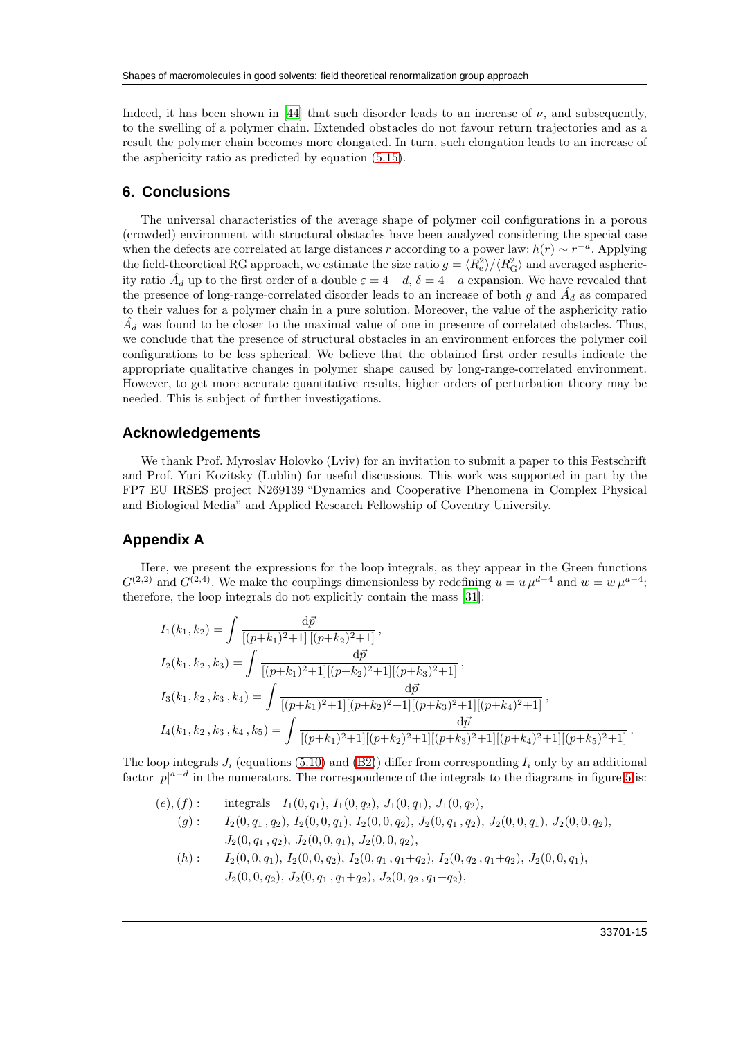Indeed, it has been shown in [44] that such disorder leads to an increase of $\nu$, and subsequently, to the swelling of a polymer chain. Extended obstacles do not favour return trajectories and as a result the polymer chain becomes more elongated. In turn, such elongation leads to an increase of the asphericity ratio as predicted by equation (5.15).

## 6. Conclusions

The universal characteristics of the average shape of polymer coil configurations in a porous (crowded) environment with structural obstacles have been analyzed considering the special case when the defects are correlated at large distances $r$ according to a power law: $h(r) \sim r^{-a}$. Applying the field-theoretical RG approach, we estimate the size ratio $g = \langle R_{\rm c}^2 \rangle / \langle R_{\rm G}^2 \rangle$ and averaged asphericity ratio $\hat{A}_d$ up to the first order of a double $\varepsilon = 4-d$, $\delta = 4-a$ expansion. We have revealed that the presence of long-range-correlated disorder leads to an increase of both $g$ and $\hat{A}_d$ as compared to their values for a polymer chain in a pure solution. Moreover, the value of the asphericity ratio $\hat{A}_d$ was found to be closer to the maximal value of one in presence of correlated obstacles. Thus, we conclude that the presence of structural obstacles in an environment enforces the polymer coil configurations to be less spherical. We believe that the obtained first order results indicate the appropriate qualitative changes in polymer shape caused by long-range-correlated environment. However, to get more accurate quantitative results, higher orders of perturbation theory may be needed. This is subject of further investigations.

## Acknowledgements

We thank Prof. Myroslav Holovko (Lviv) for an invitation to submit a paper to this Festschrift and Prof. Yuri Kozitsky (Lublin) for useful discussions. This work was supported in part by the FP7 EU IRSES project N269139 "Dynamics and Cooperative Phenomena in Complex Physical and Biological Media" and Applied Research Fellowship of Coventry University.

## Appendix A

Here, we present the expressions for the loop integrals, as they appear in the Green functions $G^{(2,2)}$ and $G^{(2,4)}$. We make the couplings dimensionless by redefining $u = u\,\mu^{d-4}$ and $w = w\,\mu^{a-4}$; therefore, the loop integrals do not explicitly contain the mass [31]:

$$
\begin{aligned}
I_1(k_1,k_2) &= \int \frac{\mathrm{d}\vec{p}}{[(p+k_1)^2+1]\,[(p+k_2)^2+1]}\,,\\
I_2(k_1,k_2\,,k_3) &= \int \frac{\mathrm{d}\vec{p}}{[(p+k_1)^2+1][(p+k_2)^2+1][(p+k_3)^2+1]}\,,\\
I_3(k_1,k_2\,,k_3\,,k_4) &= \int \frac{\mathrm{d}\vec{p}}{[(p+k_1)^2+1][(p+k_2)^2+1][(p+k_3)^2+1][(p+k_4)^2+1]}\,,\\
I_4(k_1,k_2\,,k_3\,,k_4\,,k_5) &= \int \frac{\mathrm{d}\vec{p}}{[(p+k_1)^2+1][(p+k_2)^2+1][(p+k_3)^2+1][(p+k_4)^2+1][(p+k_5)^2+1]}\,.
\end{aligned}
$$

The loop integrals $J_i$ (equations (5.10) and (B2)) differ from corresponding $I_i$ only by an additional factor $|p|^{a-d}$ in the numerators. The correspondence of the integrals to the diagrams in figure 5 is:

$$
\begin{aligned}
(e),(f):&\quad \text{integrals}\quad I_1(0,q_1),\, I_1(0,q_2),\, J_1(0,q_1),\, J_1(0,q_2),\\
(g):&\quad I_2(0,q_1\,,q_2),\, I_2(0,0,q_1),\, I_2(0,0,q_2),\, J_2(0,q_1\,,q_2),\, J_2(0,0,q_1),\, J_2(0,0,q_2),\\
&\quad J_2(0,q_1\,,q_2),\, J_2(0,0,q_1),\, J_2(0,0,q_2),\\
(h):&\quad I_2(0,0,q_1),\, I_2(0,0,q_2),\, I_2(0,q_1\,,q_1{+}q_2),\, I_2(0,q_2\,,q_1{+}q_2),\, J_2(0,0,q_1),\\
&\quad J_2(0,0,q_2),\, J_2(0,q_1\,,q_1{+}q_2),\, J_2(0,q_2\,,q_1{+}q_2),
\end{aligned}
$$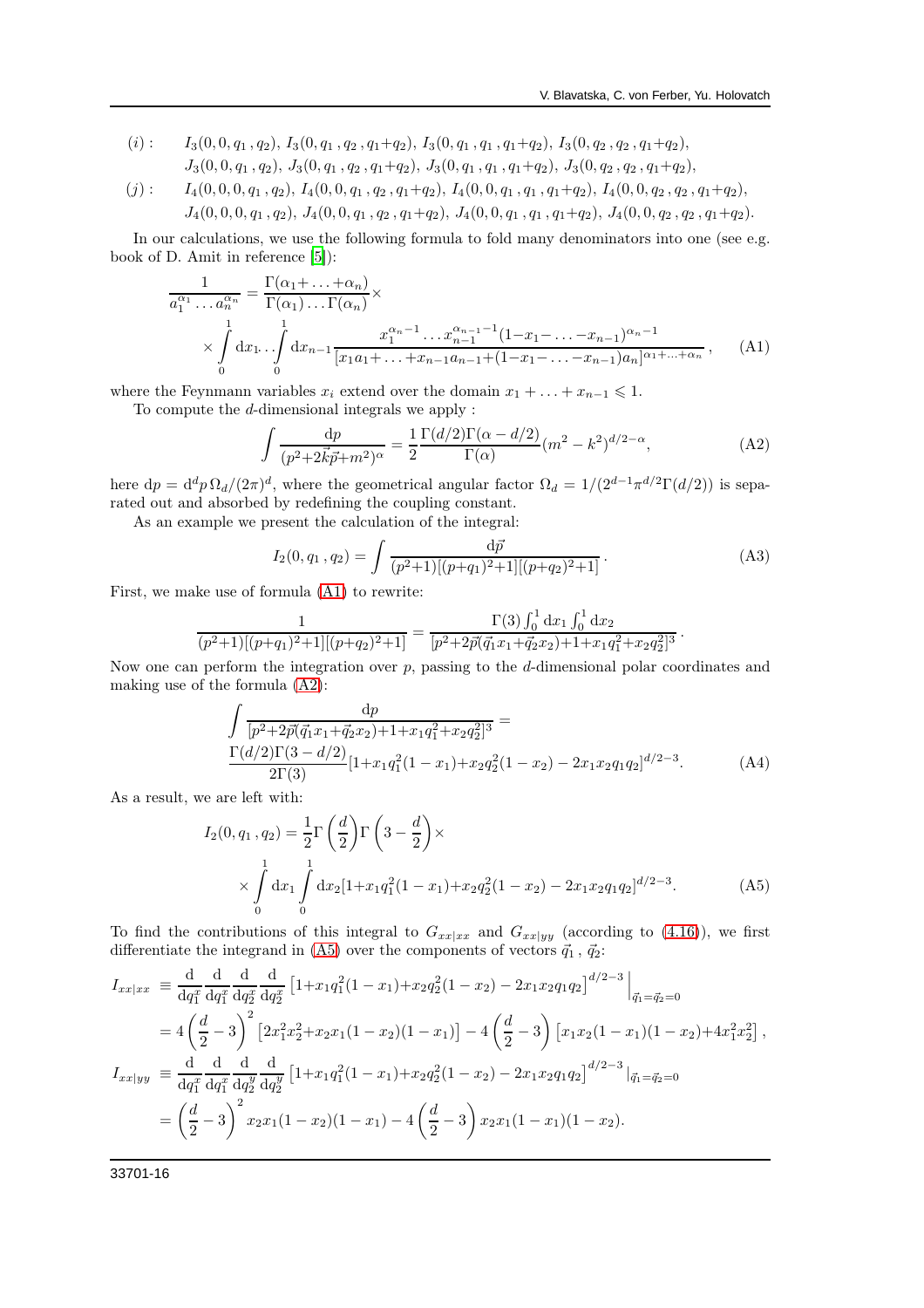$(i)$: $I_3(0,0,q_1,q_2)$, $I_3(0,q_1,q_2,q_1{+}q_2)$, $I_3(0,q_1,q_1,q_1{+}q_2)$, $I_3(0,q_2,q_2,q_1{+}q_2)$,
$J_3(0,0,q_1,q_2)$, $J_3(0,q_1,q_2,q_1{+}q_2)$, $J_3(0,q_1,q_1,q_1{+}q_2)$, $J_3(0,q_2,q_2,q_1{+}q_2)$,

$(j)$: $I_4(0,0,0,q_1,q_2)$, $I_4(0,0,q_1,q_2,q_1{+}q_2)$, $I_4(0,0,q_1,q_1,q_1{+}q_2)$, $I_4(0,0,q_2,q_2,q_1{+}q_2)$,
$J_4(0,0,0,q_1,q_2)$, $J_4(0,0,q_1,q_2,q_1{+}q_2)$, $J_4(0,0,q_1,q_1,q_1{+}q_2)$, $J_4(0,0,q_2,q_2,q_1{+}q_2)$.

In our calculations, we use the following formula to fold many denominators into one (see e.g. book of D. Amit in reference [5]):

$$\frac{1}{a_1^{\alpha_1}\dots a_n^{\alpha_n}} = \frac{\Gamma(\alpha_1+\dots+\alpha_n)}{\Gamma(\alpha_1)\dots\Gamma(\alpha_n)}\times \\ \times\int_0^1 \mathrm{d}x_1 \dots \int_0^1 \mathrm{d}x_{n-1}\frac{x_1^{\alpha_n-1}\dots x_{n-1}^{\alpha_{n-1}-1}(1-x_1-\dots-x_{n-1})^{\alpha_n-1}}{[x_1a_1+\dots+x_{n-1}a_{n-1}+(1-x_1-\dots-x_{n-1})a_n]^{\alpha_1+\dots+\alpha_n}}\,, \tag{A1}$$

where the Feynmann variables $x_i$ extend over the domain $x_1+\dots+x_{n-1}\leqslant 1$.

To compute the $d$-dimensional integrals we apply :

$$\int\frac{\mathrm{d}p}{(p^2+2\vec{k}\vec{p}+m^2)^{\alpha}} = \frac{1}{2}\frac{\Gamma(d/2)\Gamma(\alpha-d/2)}{\Gamma(\alpha)}(m^2-k^2)^{d/2-\alpha}, \tag{A2}$$

here $\mathrm{d}p = \mathrm{d}^dp\,\Omega_d/(2\pi)^d$, where the geometrical angular factor $\Omega_d = 1/(2^{d-1}\pi^{d/2}\Gamma(d/2))$ is separated out and absorbed by redefining the coupling constant.

As an example we present the calculation of the integral:

$$I_2(0,q_1,q_2) = \int\frac{\mathrm{d}\vec{p}}{(p^2+1)[(p+q_1)^2+1][(p+q_2)^2+1]}\,. \tag{A3}$$

First, we make use of formula (A1) to rewrite:

$$\frac{1}{(p^2+1)[(p+q_1)^2+1][(p+q_2)^2+1]} = \frac{\Gamma(3)\int_0^1\mathrm{d}x_1\int_0^1\mathrm{d}x_2}{[p^2+2\vec{p}(\vec{q}_1x_1+\vec{q}_2x_2)+1+x_1q_1^2+x_2q_2^2]^3}\,.$$

Now one can perform the integration over $p$, passing to the $d$-dimensional polar coordinates and making use of the formula (A2):

$$\int\frac{\mathrm{d}p}{[p^2+2\vec{p}(\vec{q}_1x_1+\vec{q}_2x_2)+1+x_1q_1^2+x_2q_2^2]^3} = \\ \frac{\Gamma(d/2)\Gamma(3-d/2)}{2\Gamma(3)}[1+x_1q_1^2(1-x_1)+x_2q_2^2(1-x_2)-2x_1x_2q_1q_2]^{d/2-3}. \tag{A4}$$

As a result, we are left with:

$$I_2(0,q_1,q_2) = \frac{1}{2}\Gamma\left(\frac{d}{2}\right)\Gamma\left(3-\frac{d}{2}\right)\times \\ \times\int_0^1\mathrm{d}x_1\int_0^1\mathrm{d}x_2[1+x_1q_1^2(1-x_1)+x_2q_2^2(1-x_2)-2x_1x_2q_1q_2]^{d/2-3}. \tag{A5}$$

To find the contributions of this integral to $G_{xx|xx}$ and $G_{xx|yy}$ (according to (4.16)), we first differentiate the integrand in (A5) over the components of vectors $\vec{q}_1$, $\vec{q}_2$:

$$\begin{aligned} I_{xx|xx} &\equiv \frac{\mathrm{d}}{\mathrm{d}q_1^x}\frac{\mathrm{d}}{\mathrm{d}q_1^x}\frac{\mathrm{d}}{\mathrm{d}q_2^x}\frac{\mathrm{d}}{\mathrm{d}q_2^x}\left[1+x_1q_1^2(1-x_1)+x_2q_2^2(1-x_2)-2x_1x_2q_1q_2\right]^{d/2-3}\Big|_{\vec{q}_1=\vec{q}_2=0} \\ &= 4\left(\frac{d}{2}-3\right)^2\left[2x_1^2x_2^2+x_2x_1(1-x_2)(1-x_1)\right]-4\left(\frac{d}{2}-3\right)\left[x_1x_2(1-x_1)(1-x_2)+4x_1^2x_2^2\right], \\ I_{xx|yy} &\equiv \frac{\mathrm{d}}{\mathrm{d}q_1^x}\frac{\mathrm{d}}{\mathrm{d}q_1^x}\frac{\mathrm{d}}{\mathrm{d}q_2^y}\frac{\mathrm{d}}{\mathrm{d}q_2^y}\left[1+x_1q_1^2(1-x_1)+x_2q_2^2(1-x_2)-2x_1x_2q_1q_2\right]^{d/2-3}\Big|_{\vec{q}_1=\vec{q}_2=0} \\ &= \left(\frac{d}{2}-3\right)^2 x_2x_1(1-x_2)(1-x_1)-4\left(\frac{d}{2}-3\right)x_2x_1(1-x_1)(1-x_2). \end{aligned}$$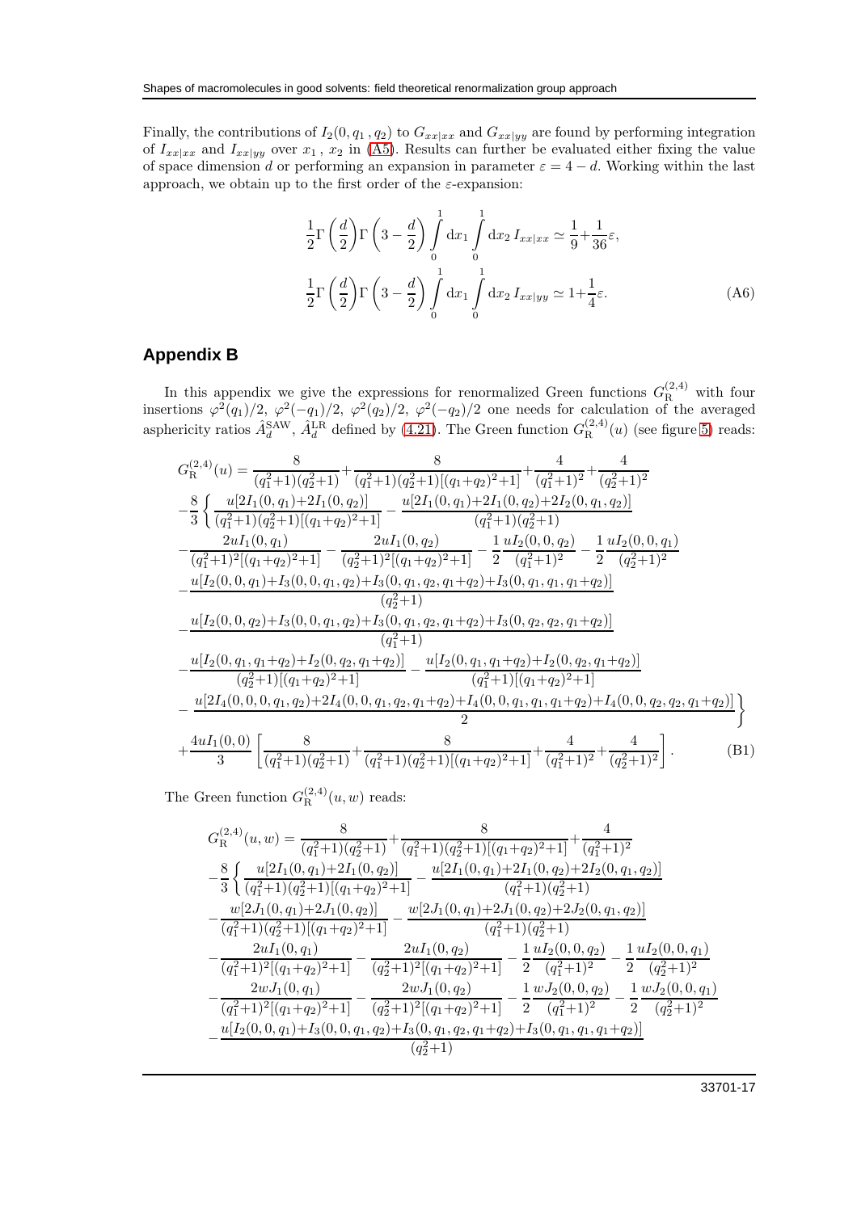Finally, the contributions of $I_2(0, q_1, q_2)$ to $G_{xx|xx}$ and $G_{xx|yy}$ are found by performing integration of $I_{xx|xx}$ and $I_{xx|yy}$ over $x_1$, $x_2$ in (A5). Results can further be evaluated either fixing the value of space dimension $d$ or performing an expansion in parameter $\varepsilon = 4 - d$. Working within the last approach, we obtain up to the first order of the $\varepsilon$-expansion:

$$
\begin{aligned}
\frac{1}{2}\Gamma\left(\frac{d}{2}\right)\Gamma\left(3-\frac{d}{2}\right)\int\limits_0^1 \mathrm{d}x_1 \int\limits_0^1 \mathrm{d}x_2\, I_{xx|xx} &\simeq \frac{1}{9}+\frac{1}{36}\varepsilon,\\
\frac{1}{2}\Gamma\left(\frac{d}{2}\right)\Gamma\left(3-\frac{d}{2}\right)\int\limits_0^1 \mathrm{d}x_1 \int\limits_0^1 \mathrm{d}x_2\, I_{xx|yy} &\simeq 1+\frac{1}{4}\varepsilon.
\end{aligned}
\tag{A6}
$$

## Appendix B

In this appendix we give the expressions for renormalized Green functions $G_{\mathrm{R}}^{(2,4)}$ with four insertions $\varphi^2(q_1)/2$, $\varphi^2(-q_1)/2$, $\varphi^2(q_2)/2$, $\varphi^2(-q_2)/2$ one needs for calculation of the averaged asphericity ratios $\hat{A}_d^{\mathrm{SAW}}$, $\hat{A}_d^{\mathrm{LR}}$ defined by (4.21). The Green function $G_{\mathrm{R}}^{(2,4)}(u)$ (see figure 5) reads:

$$
\begin{aligned}
G_{\mathrm{R}}^{(2,4)}(u) &= \frac{8}{(q_1^2+1)(q_2^2+1)}+\frac{8}{(q_1^2+1)(q_2^2+1)[(q_1+q_2)^2+1]}+\frac{4}{(q_1^2+1)^2}+\frac{4}{(q_2^2+1)^2}\\
&-\frac{8}{3}\Bigg\{\frac{u[2I_1(0,q_1)+2I_1(0,q_2)]}{(q_1^2+1)(q_2^2+1)[(q_1+q_2)^2+1]}-\frac{u[2I_1(0,q_1)+2I_1(0,q_2)+2I_2(0,q_1,q_2)]}{(q_1^2+1)(q_2^2+1)}\\
&-\frac{2uI_1(0,q_1)}{(q_1^2+1)^2[(q_1+q_2)^2+1]}-\frac{2uI_1(0,q_2)}{(q_2^2+1)^2[(q_1+q_2)^2+1]}-\frac{1}{2}\frac{uI_2(0,0,q_2)}{(q_1^2+1)^2}-\frac{1}{2}\frac{uI_2(0,0,q_1)}{(q_2^2+1)^2}\\
&-\frac{u[I_2(0,0,q_1)+I_3(0,0,q_1,q_2)+I_3(0,q_1,q_2,q_1+q_2)+I_3(0,q_1,q_1,q_1+q_2)]}{(q_2^2+1)}\\
&-\frac{u[I_2(0,0,q_2)+I_3(0,0,q_1,q_2)+I_3(0,q_1,q_2,q_1+q_2)+I_3(0,q_2,q_2,q_1+q_2)]}{(q_1^2+1)}\\
&-\frac{u[I_2(0,q_1,q_1+q_2)+I_2(0,q_2,q_1+q_2)]}{(q_2^2+1)[(q_1+q_2)^2+1]}-\frac{u[I_2(0,q_1,q_1+q_2)+I_2(0,q_2,q_1+q_2)]}{(q_1^2+1)[(q_1+q_2)^2+1]}\\
&-\frac{u[2I_4(0,0,0,q_1,q_2)+2I_4(0,0,q_1,q_2,q_1+q_2)+I_4(0,0,q_1,q_1,q_1+q_2)+I_4(0,0,q_2,q_2,q_1+q_2)]}{2}\Bigg\}\\
&+\frac{4uI_1(0,0)}{3}\left[\frac{8}{(q_1^2+1)(q_2^2+1)}+\frac{8}{(q_1^2+1)(q_2^2+1)[(q_1+q_2)^2+1]}+\frac{4}{(q_1^2+1)^2}+\frac{4}{(q_2^2+1)^2}\right].
\end{aligned}
\tag{B1}
$$

The Green function $G_{\mathrm{R}}^{(2,4)}(u,w)$ reads:

$$
\begin{aligned}
G_{\mathrm{R}}^{(2,4)}(u,w) &= \frac{8}{(q_1^2+1)(q_2^2+1)}+\frac{8}{(q_1^2+1)(q_2^2+1)[(q_1+q_2)^2+1]}+\frac{4}{(q_1^2+1)^2}\\
&-\frac{8}{3}\Bigg\{\frac{u[2I_1(0,q_1)+2I_1(0,q_2)]}{(q_1^2+1)(q_2^2+1)[(q_1+q_2)^2+1]}-\frac{u[2I_1(0,q_1)+2I_1(0,q_2)+2I_2(0,q_1,q_2)]}{(q_1^2+1)(q_2^2+1)}\\
&-\frac{w[2J_1(0,q_1)+2J_1(0,q_2)]}{(q_1^2+1)(q_2^2+1)[(q_1+q_2)^2+1]}-\frac{w[2J_1(0,q_1)+2J_1(0,q_2)+2J_2(0,q_1,q_2)]}{(q_1^2+1)(q_2^2+1)}\\
&-\frac{2uI_1(0,q_1)}{(q_1^2+1)^2[(q_1+q_2)^2+1]}-\frac{2uI_1(0,q_2)}{(q_2^2+1)^2[(q_1+q_2)^2+1]}-\frac{1}{2}\frac{uI_2(0,0,q_2)}{(q_1^2+1)^2}-\frac{1}{2}\frac{uI_2(0,0,q_1)}{(q_2^2+1)^2}\\
&-\frac{2wJ_1(0,q_1)}{(q_1^2+1)^2[(q_1+q_2)^2+1]}-\frac{2wJ_1(0,q_2)}{(q_2^2+1)^2[(q_1+q_2)^2+1]}-\frac{1}{2}\frac{wJ_2(0,0,q_2)}{(q_1^2+1)^2}-\frac{1}{2}\frac{wJ_2(0,0,q_1)}{(q_2^2+1)^2}\\
&-\frac{u[I_2(0,0,q_1)+I_3(0,0,q_1,q_2)+I_3(0,q_1,q_2,q_1+q_2)+I_3(0,q_1,q_1,q_1+q_2)]}{(q_2^2+1)}
\end{aligned}
$$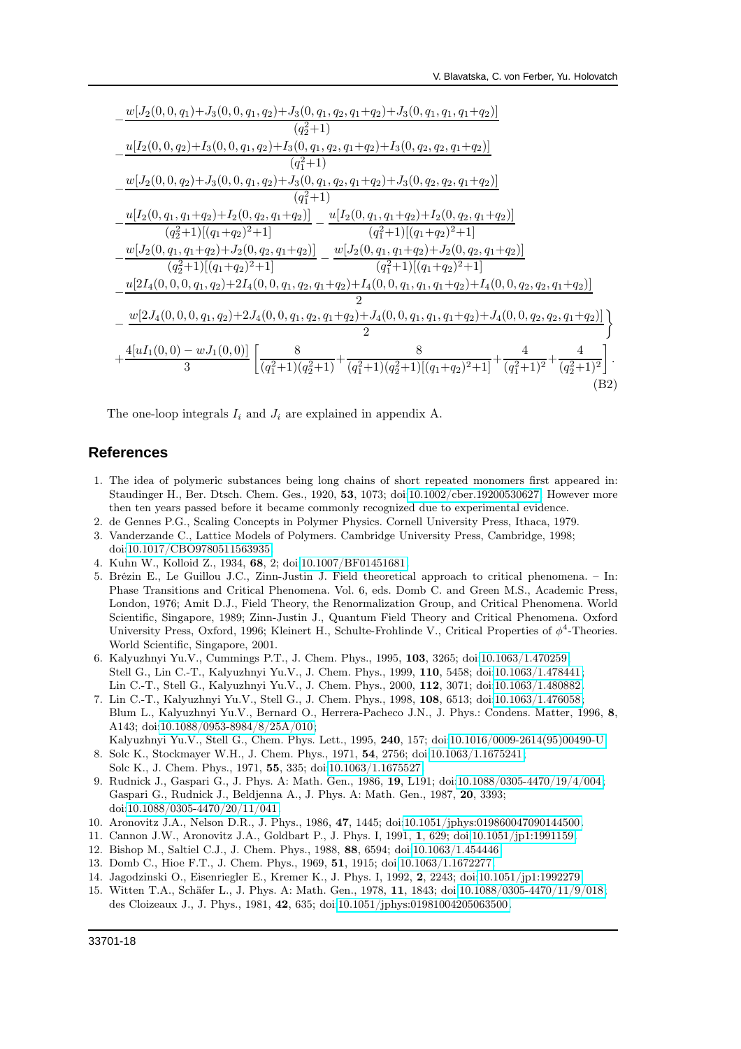$$
\begin{aligned}
&-\frac{w[J_2(0,0,q_1)+J_3(0,0,q_1,q_2)+J_3(0,q_1,q_2,q_1+q_2)+J_3(0,q_1,q_1,q_1+q_2)]}{(q_2^2+1)}\\
&-\frac{u[I_2(0,0,q_2)+I_3(0,0,q_1,q_2)+I_3(0,q_1,q_2,q_1+q_2)+I_3(0,q_2,q_2,q_1+q_2)]}{(q_1^2+1)}\\
&-\frac{w[J_2(0,0,q_2)+J_3(0,0,q_1,q_2)+J_3(0,q_1,q_2,q_1+q_2)+J_3(0,q_2,q_2,q_1+q_2)]}{(q_1^2+1)}\\
&-\frac{u[I_2(0,q_1,q_1+q_2)+I_2(0,q_2,q_1+q_2)]}{(q_2^2+1)[(q_1+q_2)^2+1]}-\frac{u[I_2(0,q_1,q_1+q_2)+I_2(0,q_2,q_1+q_2)]}{(q_1^2+1)[(q_1+q_2)^2+1]}\\
&-\frac{w[J_2(0,q_1,q_1+q_2)+J_2(0,q_2,q_1+q_2)]}{(q_2^2+1)[(q_1+q_2)^2+1]}-\frac{w[J_2(0,q_1,q_1+q_2)+J_2(0,q_2,q_1+q_2)]}{(q_1^2+1)[(q_1+q_2)^2+1]}\\
&-\frac{u[2I_4(0,0,0,q_1,q_2)+2I_4(0,0,q_1,q_2,q_1+q_2)+I_4(0,0,q_1,q_1,q_1+q_2)+I_4(0,0,q_2,q_2,q_1+q_2)]}{2}\\
&-\left.\frac{w[2J_4(0,0,0,q_1,q_2)+2J_4(0,0,q_1,q_2,q_1+q_2)+J_4(0,0,q_1,q_1,q_1+q_2)+J_4(0,0,q_2,q_2,q_1+q_2)]}{2}\right\}\\
&+\frac{4[uI_1(0,0)-wJ_1(0,0)]}{3}\left[\frac{8}{(q_1^2+1)(q_2^2+1)}+\frac{8}{(q_1^2+1)(q_2^2+1)[(q_1+q_2)^2+1]}+\frac{4}{(q_1^2+1)^2}+\frac{4}{(q_2^2+1)^2}\right].
\end{aligned}
\tag{B2}
$$

The one-loop integrals $I_i$ and $J_i$ are explained in appendix A.

## References

1. The idea of polymeric substances being long chains of short repeated monomers first appeared in: Staudinger H., Ber. Dtsch. Chem. Ges., 1920, **53**, 1073; doi:10.1002/cber.19200530627. However more then ten years passed before it became commonly recognized due to experimental evidence.
2. de Gennes P.G., Scaling Concepts in Polymer Physics. Cornell University Press, Ithaca, 1979.
3. Vanderzande C., Lattice Models of Polymers. Cambridge University Press, Cambridge, 1998; doi:10.1017/CBO9780511563935.
4. Kuhn W., Kolloid Z., 1934, **68**, 2; doi:10.1007/BF01451681.
5. Brézin E., Le Guillou J.C., Zinn-Justin J. Field theoretical approach to critical phenomena. – In: Phase Transitions and Critical Phenomena. Vol. 6, eds. Domb C. and Green M.S., Academic Press, London, 1976; Amit D.J., Field Theory, the Renormalization Group, and Critical Phenomena. World Scientific, Singapore, 1989; Zinn-Justin J., Quantum Field Theory and Critical Phenomena. Oxford University Press, Oxford, 1996; Kleinert H., Schulte-Frohlinde V., Critical Properties of $\phi^4$-Theories. World Scientific, Singapore, 2001.
6. Kalyuzhnyi Yu.V., Cummings P.T., J. Chem. Phys., 1995, **103**, 3265; doi:10.1063/1.470259; Stell G., Lin C.-T., Kalyuzhnyi Yu.V., J. Chem. Phys., 1999, **110**, 5458; doi:10.1063/1.478441; Lin C.-T., Stell G., Kalyuzhnyi Yu.V., J. Chem. Phys., 2000, **112**, 3071; doi:10.1063/1.480882.
7. Lin C.-T., Kalyuzhnyi Yu.V., Stell G., J. Chem. Phys., 1998, **108**, 6513; doi:10.1063/1.476058; Blum L., Kalyuzhnyi Yu.V., Bernard O., Herrera-Pacheco J.N., J. Phys.: Condens. Matter, 1996, **8**, A143; doi:10.1088/0953-8984/8/25A/010; Kalyuzhnyi Yu.V., Stell G., Chem. Phys. Lett., 1995, **240**, 157; doi:10.1016/0009-2614(95)00490-U.
8. Solc K., Stockmayer W.H., J. Chem. Phys., 1971, **54**, 2756; doi:10.1063/1.1675241; Solc K., J. Chem. Phys., 1971, **55**, 335; doi:10.1063/1.1675527.
9. Rudnick J., Gaspari G., J. Phys. A: Math. Gen., 1986, **19**, L191; doi:10.1088/0305-4470/19/4/004; Gaspari G., Rudnick J., Beldjenna A., J. Phys. A: Math. Gen., 1987, **20**, 3393; doi:10.1088/0305-4470/20/11/041.
10. Aronovitz J.A., Nelson D.R., J. Phys., 1986, **47**, 1445; doi:10.1051/jphys:019860047090144500.
11. Cannon J.W., Aronovitz J.A., Goldbart P., J. Phys. I, 1991, **1**, 629; doi:10.1051/jp1:1991159.
12. Bishop M., Saltiel C.J., J. Chem. Phys., 1988, **88**, 6594; doi:10.1063/1.454446.
13. Domb C., Hioe F.T., J. Chem. Phys., 1969, **51**, 1915; doi:10.1063/1.1672277.
14. Jagodzinski O., Eisenriegler E., Kremer K., J. Phys. I, 1992, **2**, 2243; doi:10.1051/jp1:1992279.
15. Witten T.A., Schäfer L., J. Phys. A: Math. Gen., 1978, **11**, 1843; doi:10.1088/0305-4470/11/9/018; des Cloizeaux J., J. Phys., 1981, **42**, 635; doi:10.1051/jphys:01981004205063500.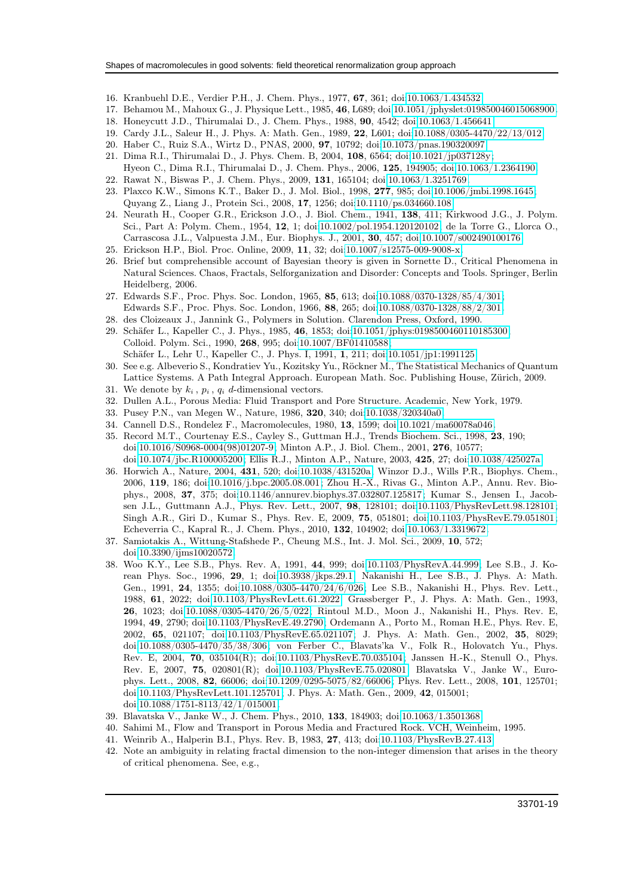16. Kranbuehl D.E., Verdier P.H., J. Chem. Phys., 1977, **67**, 361; doi:10.1063/1.434532.
17. Behamou M., Mahoux G., J. Physique Lett., 1985, **46**, L689; doi:10.1051/jphyslet:019850046015068900.
18. Honeycutt J.D., Thirumalai D., J. Chem. Phys., 1988, **90**, 4542; doi:10.1063/1.456641.
19. Cardy J.L., Saleur H., J. Phys. A: Math. Gen., 1989, **22**, L601; doi:10.1088/0305-4470/22/13/012.
20. Haber C., Ruiz S.A., Wirtz D., PNAS, 2000, **97**, 10792; doi:10.1073/pnas.190320097.
21. Dima R.I., Thirumalai D., J. Phys. Chem. B, 2004, **108**, 6564; doi:10.1021/jp037128y;
    Hyeon C., Dima R.I., Thirumalai D., J. Chem. Phys., 2006, **125**, 194905; doi:10.1063/1.2364190.
22. Rawat N., Biswas P., J. Chem. Phys., 2009, **131**, 165104; doi:10.1063/1.3251769.
23. Plaxco K.W., Simons K.T., Baker D., J. Mol. Biol., 1998, **277**, 985; doi:10.1006/jmbi.1998.1645;
    Quyang Z., Liang J., Protein Sci., 2008, **17**, 1256; doi:10.1110/ps.034660.108.
24. Neurath H., Cooper G.R., Erickson J.O., J. Biol. Chem., 1941, **138**, 411; Kirkwood J.G., J. Polym. Sci., Part A: Polym. Chem., 1954, **12**, 1; doi:10.1002/pol.1954.120120102; de la Torre G., Llorca O., Carrascosa J.L., Valpuesta J.M., Eur. Biophys. J., 2001, **30**, 457; doi:10.1007/s002490100176.
25. Erickson H.P., Biol. Proc. Online, 2009, **11**, 32; doi:10.1007/s12575-009-9008-x.
26. Brief but comprehensible account of Bayesian theory is given in Sornette D., Critical Phenomena in Natural Sciences. Chaos, Fractals, Selforganization and Disorder: Concepts and Tools. Springer, Berlin Heidelberg, 2006.
27. Edwards S.F., Proc. Phys. Soc. London, 1965, **85**, 613; doi:10.1088/0370-1328/85/4/301;
    Edwards S.F., Proc. Phys. Soc. London, 1966, **88**, 265; doi:10.1088/0370-1328/88/2/301.
28. des Cloizeaux J., Jannink G., Polymers in Solution. Clarendon Press, Oxford, 1990.
29. Schäfer L., Kapeller C., J. Phys., 1985, **46**, 1853; doi:10.1051/jphys:0198500460110185300;
    Colloid. Polym. Sci., 1990, **268**, 995; doi:10.1007/BF01410588;
    Schäfer L., Lehr U., Kapeller C., J. Phys. I, 1991, **1**, 211; doi:10.1051/jp1:1991125.
30. See e.g. Albeverio S., Kondratiev Yu., Kozitsky Yu., Röckner M., The Statistical Mechanics of Quantum Lattice Systems. A Path Integral Approach. European Math. Soc. Publishing House, Zürich, 2009.
31. We denote by $k_i$, $p_i$, $q_i$ $d$-dimensional vectors.
32. Dullen A.L., Porous Media: Fluid Transport and Pore Structure. Academic, New York, 1979.
33. Pusey P.N., van Megen W., Nature, 1986, **320**, 340; doi:10.1038/320340a0.
34. Cannell D.S., Rondelez F., Macromolecules, 1980, **13**, 1599; doi:10.1021/ma60078a046.
35. Record M.T., Courtenay E.S., Cayley S., Guttman H.J., Trends Biochem. Sci., 1998, **23**, 190; doi:10.1016/S0968-0004(98)01207-9; Minton A.P., J. Biol. Chem., 2001, **276**, 10577; doi:10.1074/jbc.R100005200; Ellis R.J., Minton A.P., Nature, 2003, **425**, 27; doi:10.1038/425027a.
36. Horwich A., Nature, 2004, **431**, 520; doi:10.1038/431520a; Winzor D.J., Wills P.R., Biophys. Chem., 2006, **119**, 186; doi:10.1016/j.bpc.2005.08.001; Zhou H.-X., Rivas G., Minton A.P., Annu. Rev. Biophys., 2008, **37**, 375; doi:10.1146/annurev.biophys.37.032807.125817; Kumar S., Jensen I., Jacobsen J.L., Guttmann A.J., Phys. Rev. Lett., 2007, **98**, 128101; doi:10.1103/PhysRevLett.98.128101; Singh A.R., Giri D., Kumar S., Phys. Rev. E, 2009, **75**, 051801; doi:10.1103/PhysRevE.79.051801; Echeverria C., Kapral R., J. Chem. Phys., 2010, **132**, 104902; doi:10.1063/1.3319672.
37. Samiotakis A., Wittung-Stafshede P., Cheung M.S., Int. J. Mol. Sci., 2009, **10**, 572; doi:10.3390/ijms10020572.
38. Woo K.Y., Lee S.B., Phys. Rev. A, 1991, **44**, 999; doi:10.1103/PhysRevA.44.999; Lee S.B., J. Korean Phys. Soc., 1996, **29**, 1; doi:10.3938/jkps.29.1; Nakanishi H., Lee S.B., J. Phys. A: Math. Gen., 1991, **24**, 1355; doi:10.1088/0305-4470/24/6/026; Lee S.B., Nakanishi H., Phys. Rev. Lett., 1988, **61**, 2022; doi:10.1103/PhysRevLett.61.2022; Grassberger P., J. Phys. A: Math. Gen., 1993, **26**, 1023; doi:10.1088/0305-4470/26/5/022; Rintoul M.D., Moon J., Nakanishi H., Phys. Rev. E, 1994, **49**, 2790; doi:10.1103/PhysRevE.49.2790; Ordemann A., Porto M., Roman H.E., Phys. Rev. E, 2002, **65**, 021107; doi:10.1103/PhysRevE.65.021107; J. Phys. A: Math. Gen., 2002, **35**, 8029; doi:10.1088/0305-4470/35/38/306; von Ferber C., Blavats'ka V., Folk R., Holovatch Yu., Phys. Rev. E, 2004, **70**, 035104(R); doi:10.1103/PhysRevE.70.035104; Janssen H.-K., Stenull O., Phys. Rev. E, 2007, **75**, 020801(R); doi:10.1103/PhysRevE.75.020801; Blavatska V., Janke W., Europhys. Lett., 2008, **82**, 66006; doi:10.1209/0295-5075/82/66006; Phys. Rev. Lett., 2008, **101**, 125701; doi:10.1103/PhysRevLett.101.125701; J. Phys. A: Math. Gen., 2009, **42**, 015001; doi:10.1088/1751-8113/42/1/015001.
39. Blavatska V., Janke W., J. Chem. Phys., 2010, **133**, 184903; doi:10.1063/1.3501368.
40. Sahimi M., Flow and Transport in Porous Media and Fractured Rock. VCH, Weinheim, 1995.
41. Weinrib A., Halperin B.I., Phys. Rev. B, 1983, **27**, 413; doi:10.1103/PhysRevB.27.413.
42. Note an ambiguity in relating fractal dimension to the non-integer dimension that arises in the theory of critical phenomena. See, e.g.,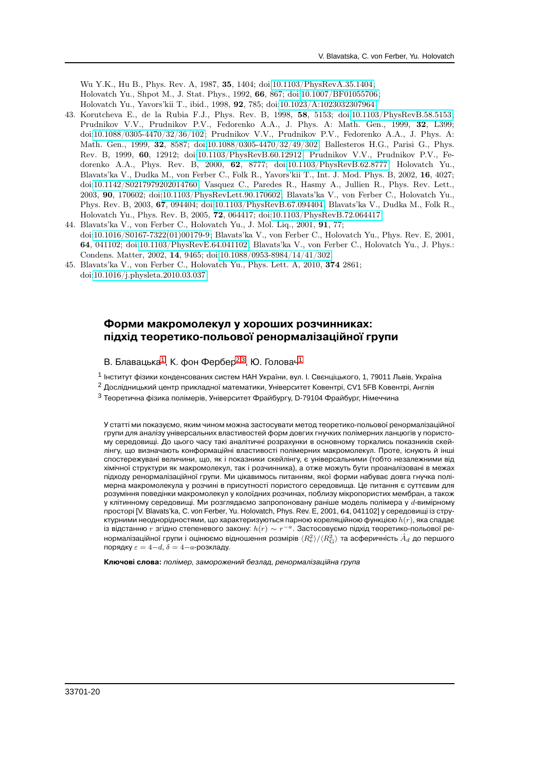Wu Y.K., Hu B., Phys. Rev. A, 1987, **35**, 1404; doi:10.1103/PhysRevA.35.1404;
Holovatch Yu., Shpot M., J. Stat. Phys., 1992, **66**, 867; doi:10.1007/BF01055706;
Holovatch Yu., Yavors'kii T., ibid., 1998, **92**, 785; doi:10.1023/A:1023032307964.

43. Korutcheva E., de la Rubia F.J., Phys. Rev. B, 1998, **58**, 5153; doi:10.1103/PhysRevB.58.5153; Prudnikov V.V., Prudnikov P.V., Fedorenko A.A., J. Phys. A: Math. Gen., 1999, **32**, L399; doi:10.1088/0305-4470/32/36/102; Prudnikov V.V., Prudnikov P.V., Fedorenko A.A., J. Phys. A: Math. Gen., 1999, **32**, 8587; doi:10.1088/0305-4470/32/49/302; Ballesteros H.G., Parisi G., Phys. Rev. B, 1999, **60**, 12912; doi:10.1103/PhysRevB.60.12912; Prudnikov V.V., Prudnikov P.V., Fedorenko A.A., Phys. Rev. B, 2000, **62**, 8777; doi:10.1103/PhysRevB.62.8777; Holovatch Yu., Blavats'ka V., Dudka M., von Ferber C., Folk R., Yavors'kii T., Int. J. Mod. Phys. B, 2002, **16**, 4027; doi:10.1142/S0217979202014760; Vasquez C., Paredes R., Hasmy A., Jullien R., Phys. Rev. Lett., 2003, **90**, 170602; doi:10.1103/PhysRevLett.90.170602; Blavats'ka V., von Ferber C., Holovatch Yu., Phys. Rev. B, 2003, **67**, 094404; doi:10.1103/PhysRevB.67.094404; Blavats'ka V., Dudka M., Folk R., Holovatch Yu., Phys. Rev. B, 2005, **72**, 064417; doi:10.1103/PhysRevB.72.064417.
44. Blavats'ka V., von Ferber C., Holovatch Yu., J. Mol. Liq., 2001, **91**, 77; doi:10.1016/S0167-7322(01)00179-9; Blavats'ka V., von Ferber C., Holovatch Yu., Phys. Rev. E, 2001, **64**, 041102; doi:10.1103/PhysRevE.64.041102; Blavats'ka V., von Ferber C., Holovatch Yu., J. Phys.: Condens. Matter, 2002, **14**, 9465; doi:10.1088/0953-8984/14/41/302.
45. Blavats'ka V., von Ferber C., Holovatch Yu., Phys. Lett. A, 2010, **374** 2861; doi:10.1016/j.physleta.2010.03.037.

## Форми макромолекул у хороших розчинниках: підхід теоретико-польової ренормалізаційної групи

В. Блавацька[1], К. фон Фербер[2,3], Ю. Головач[1]

[1] Інститут фізики конденсованих систем НАН України, вул. І. Свєнціцького, 1, 79011 Львів, Україна
[2] Дослідницький центр прикладної математики, Університет Ковентрі, CV1 5FB Ковентрі, Англія
[3] Теоретична фізика полімерів, Університет Фрайбургу, D-79104 Фрайбург, Німеччина

У статті ми показуємо, яким чином можна застосувати метод теоретико-польової ренормалізаційної групи для аналізу універсальних властивостей форм довгих гнучких полімерних ланцюгів у пористому середовищі. До цього часу такі аналітичні розрахунки в основному торкались показників скейлінгу, що визначають конформаційні властивості полімерних макромолекул. Проте, існують й інші спостережувані величини, що, як і показники скейлінгу, є універсальними (тобто незалежними від хімічної структури як макромолекул, так і розчинника), а отже можуть бути проаналізовані в межах підходу ренормалізаційної групи. Ми цікавимось питанням, якої форми набуває довга гнучка полімерна макромолекула у розчині в присутності пористого середовища. Це питання є суттєвим для розуміння поведінки макромолекул у колоїдних розчинах, поблизу мікропористих мембран, а також у клітинному середовищі. Ми розглядаємо запропоновану раніше модель полімера у $d$-вимірному просторі [V. Blavats'ka, C. von Ferber, Yu. Holovatch, Phys. Rev. E, 2001, **64**, 041102] у середовищі із структурними неоднорідностями, що характеризуються парною кореляційною функцією $h(r)$, яка спадає із відстанню $r$ згідно степеневого закону: $h(r) \sim r^{-a}$. Застосовуємо підхід теоретико-польової ренормалізаційної групи і оцінюємо відношення розмірів $\langle R_e^2 \rangle / \langle R_G^2 \rangle$ та асферичність $\hat{A}_d$ до першого порядку $\varepsilon = 4-d$, $\delta = 4-a$-розкладу.

**Ключові слова:** *полімер, заморожений безлад, ренормалізаційна група*